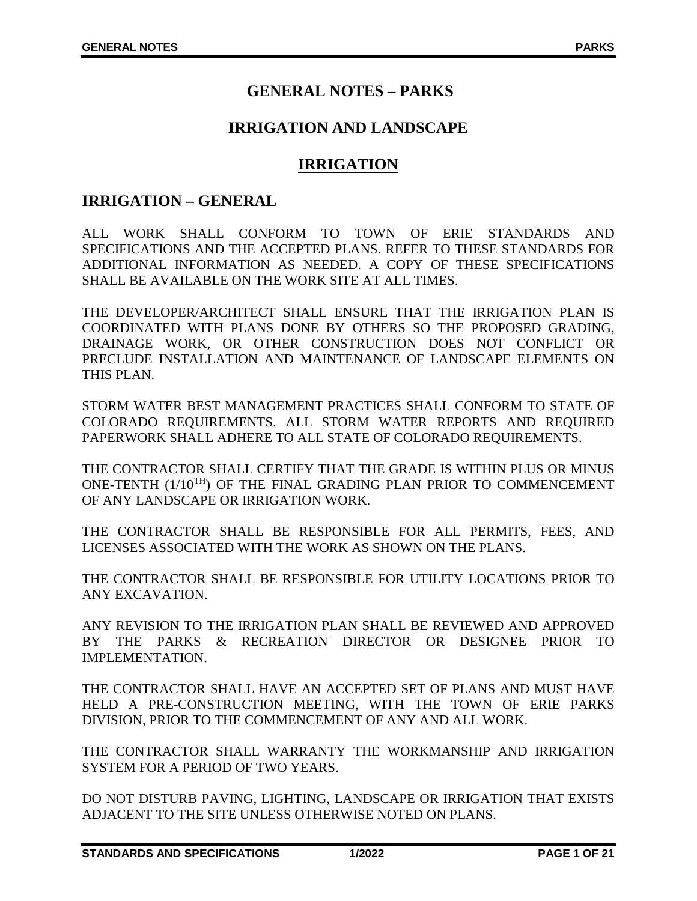# GENERAL NOTES – PARKS

## IRRIGATION AND LANDSCAPE

## IRRIGATION

### IRRIGATION – GENERAL

ALL WORK SHALL CONFORM TO TOWN OF ERIE STANDARDS AND SPECIFICATIONS AND THE ACCEPTED PLANS. REFER TO THESE STANDARDS FOR ADDITIONAL INFORMATION AS NEEDED. A COPY OF THESE SPECIFICATIONS SHALL BE AVAILABLE ON THE WORK SITE AT ALL TIMES.

THE DEVELOPER/ARCHITECT SHALL ENSURE THAT THE IRRIGATION PLAN IS COORDINATED WITH PLANS DONE BY OTHERS SO THE PROPOSED GRADING, DRAINAGE WORK, OR OTHER CONSTRUCTION DOES NOT CONFLICT OR PRECLUDE INSTALLATION AND MAINTENANCE OF LANDSCAPE ELEMENTS ON THIS PLAN.

STORM WATER BEST MANAGEMENT PRACTICES SHALL CONFORM TO STATE OF COLORADO REQUIREMENTS. ALL STORM WATER REPORTS AND REQUIRED PAPERWORK SHALL ADHERE TO ALL STATE OF COLORADO REQUIREMENTS.

THE CONTRACTOR SHALL CERTIFY THAT THE GRADE IS WITHIN PLUS OR MINUS ONE-TENTH ($1/10^{TH}$) OF THE FINAL GRADING PLAN PRIOR TO COMMENCEMENT OF ANY LANDSCAPE OR IRRIGATION WORK.

THE CONTRACTOR SHALL BE RESPONSIBLE FOR ALL PERMITS, FEES, AND LICENSES ASSOCIATED WITH THE WORK AS SHOWN ON THE PLANS.

THE CONTRACTOR SHALL BE RESPONSIBLE FOR UTILITY LOCATIONS PRIOR TO ANY EXCAVATION.

ANY REVISION TO THE IRRIGATION PLAN SHALL BE REVIEWED AND APPROVED BY THE PARKS & RECREATION DIRECTOR OR DESIGNEE PRIOR TO IMPLEMENTATION.

THE CONTRACTOR SHALL HAVE AN ACCEPTED SET OF PLANS AND MUST HAVE HELD A PRE-CONSTRUCTION MEETING, WITH THE TOWN OF ERIE PARKS DIVISION, PRIOR TO THE COMMENCEMENT OF ANY AND ALL WORK.

THE CONTRACTOR SHALL WARRANTY THE WORKMANSHIP AND IRRIGATION SYSTEM FOR A PERIOD OF TWO YEARS.

DO NOT DISTURB PAVING, LIGHTING, LANDSCAPE OR IRRIGATION THAT EXISTS ADJACENT TO THE SITE UNLESS OTHERWISE NOTED ON PLANS.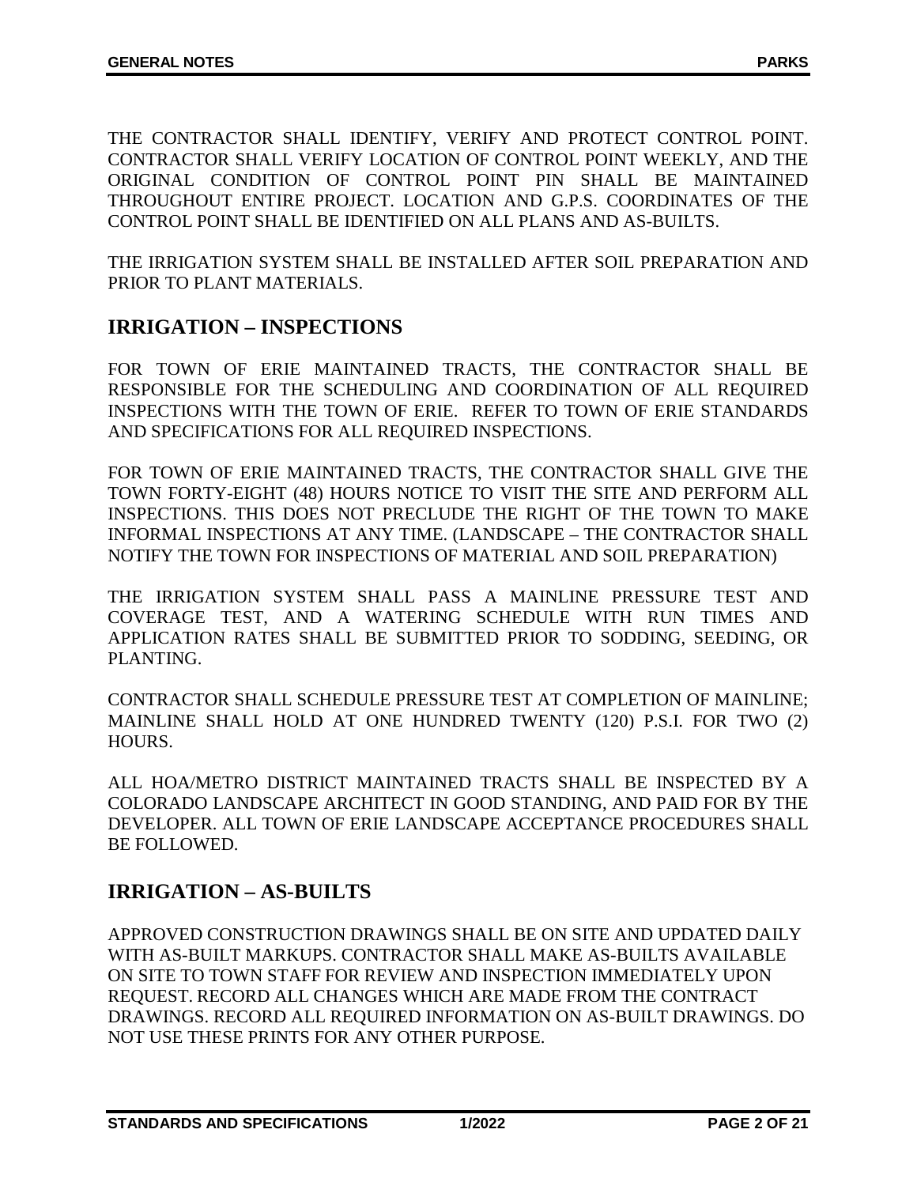THE CONTRACTOR SHALL IDENTIFY, VERIFY AND PROTECT CONTROL POINT. CONTRACTOR SHALL VERIFY LOCATION OF CONTROL POINT WEEKLY, AND THE ORIGINAL CONDITION OF CONTROL POINT PIN SHALL BE MAINTAINED THROUGHOUT ENTIRE PROJECT. LOCATION AND G.P.S. COORDINATES OF THE CONTROL POINT SHALL BE IDENTIFIED ON ALL PLANS AND AS-BUILTS.

THE IRRIGATION SYSTEM SHALL BE INSTALLED AFTER SOIL PREPARATION AND PRIOR TO PLANT MATERIALS.

## IRRIGATION – INSPECTIONS

FOR TOWN OF ERIE MAINTAINED TRACTS, THE CONTRACTOR SHALL BE RESPONSIBLE FOR THE SCHEDULING AND COORDINATION OF ALL REQUIRED INSPECTIONS WITH THE TOWN OF ERIE. REFER TO TOWN OF ERIE STANDARDS AND SPECIFICATIONS FOR ALL REQUIRED INSPECTIONS.

FOR TOWN OF ERIE MAINTAINED TRACTS, THE CONTRACTOR SHALL GIVE THE TOWN FORTY-EIGHT (48) HOURS NOTICE TO VISIT THE SITE AND PERFORM ALL INSPECTIONS. THIS DOES NOT PRECLUDE THE RIGHT OF THE TOWN TO MAKE INFORMAL INSPECTIONS AT ANY TIME. (LANDSCAPE – THE CONTRACTOR SHALL NOTIFY THE TOWN FOR INSPECTIONS OF MATERIAL AND SOIL PREPARATION)

THE IRRIGATION SYSTEM SHALL PASS A MAINLINE PRESSURE TEST AND COVERAGE TEST, AND A WATERING SCHEDULE WITH RUN TIMES AND APPLICATION RATES SHALL BE SUBMITTED PRIOR TO SODDING, SEEDING, OR PLANTING.

CONTRACTOR SHALL SCHEDULE PRESSURE TEST AT COMPLETION OF MAINLINE; MAINLINE SHALL HOLD AT ONE HUNDRED TWENTY (120) P.S.I. FOR TWO (2) HOURS.

ALL HOA/METRO DISTRICT MAINTAINED TRACTS SHALL BE INSPECTED BY A COLORADO LANDSCAPE ARCHITECT IN GOOD STANDING, AND PAID FOR BY THE DEVELOPER. ALL TOWN OF ERIE LANDSCAPE ACCEPTANCE PROCEDURES SHALL BE FOLLOWED.

## IRRIGATION – AS-BUILTS

APPROVED CONSTRUCTION DRAWINGS SHALL BE ON SITE AND UPDATED DAILY WITH AS-BUILT MARKUPS. CONTRACTOR SHALL MAKE AS-BUILTS AVAILABLE ON SITE TO TOWN STAFF FOR REVIEW AND INSPECTION IMMEDIATELY UPON REQUEST. RECORD ALL CHANGES WHICH ARE MADE FROM THE CONTRACT DRAWINGS. RECORD ALL REQUIRED INFORMATION ON AS-BUILT DRAWINGS. DO NOT USE THESE PRINTS FOR ANY OTHER PURPOSE.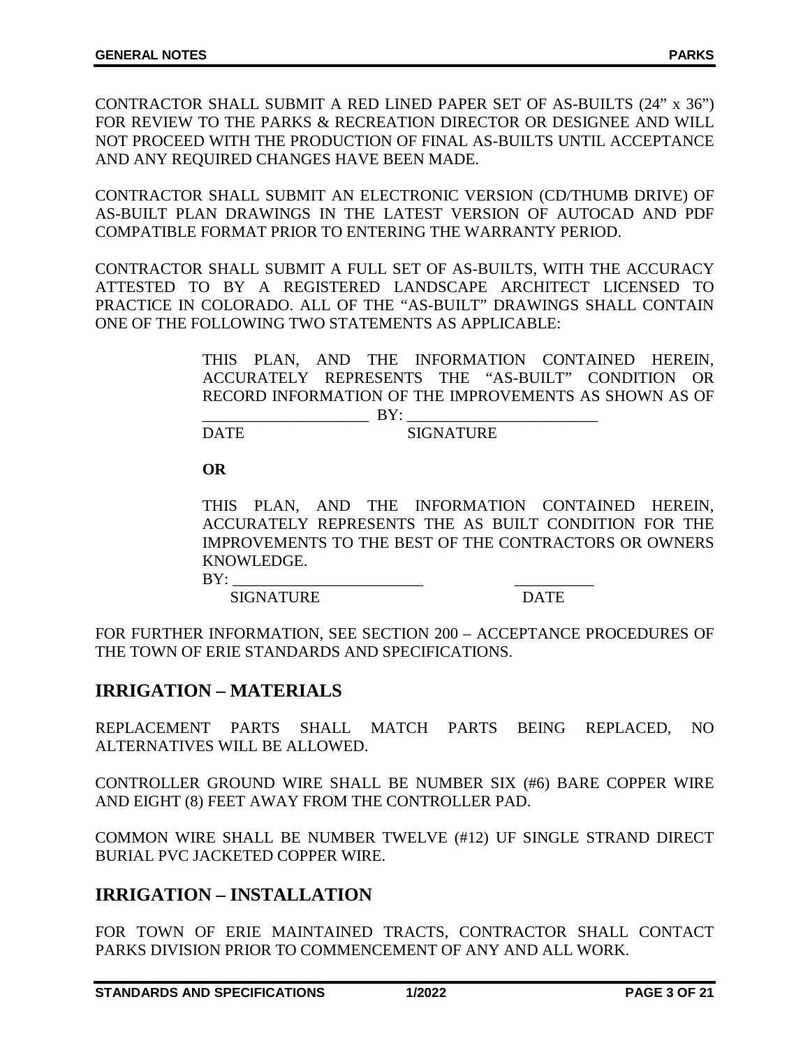CONTRACTOR SHALL SUBMIT A RED LINED PAPER SET OF AS-BUILTS (24" x 36") FOR REVIEW TO THE PARKS & RECREATION DIRECTOR OR DESIGNEE AND WILL NOT PROCEED WITH THE PRODUCTION OF FINAL AS-BUILTS UNTIL ACCEPTANCE AND ANY REQUIRED CHANGES HAVE BEEN MADE.

CONTRACTOR SHALL SUBMIT AN ELECTRONIC VERSION (CD/THUMB DRIVE) OF AS-BUILT PLAN DRAWINGS IN THE LATEST VERSION OF AUTOCAD AND PDF COMPATIBLE FORMAT PRIOR TO ENTERING THE WARRANTY PERIOD.

CONTRACTOR SHALL SUBMIT A FULL SET OF AS-BUILTS, WITH THE ACCURACY ATTESTED TO BY A REGISTERED LANDSCAPE ARCHITECT LICENSED TO PRACTICE IN COLORADO. ALL OF THE "AS-BUILT" DRAWINGS SHALL CONTAIN ONE OF THE FOLLOWING TWO STATEMENTS AS APPLICABLE:

> THIS PLAN, AND THE INFORMATION CONTAINED HEREIN, ACCURATELY REPRESENTS THE "AS-BUILT" CONDITION OR RECORD INFORMATION OF THE IMPROVEMENTS AS SHOWN AS OF
>
> ____________________ BY: ______________________
>
> DATE SIGNATURE
>
> **OR**
>
> THIS PLAN, AND THE INFORMATION CONTAINED HEREIN, ACCURATELY REPRESENTS THE AS BUILT CONDITION FOR THE IMPROVEMENTS TO THE BEST OF THE CONTRACTORS OR OWNERS KNOWLEDGE.
>
> BY: ______________________ __________
>
> SIGNATURE DATE

FOR FURTHER INFORMATION, SEE SECTION 200 – ACCEPTANCE PROCEDURES OF THE TOWN OF ERIE STANDARDS AND SPECIFICATIONS.

## IRRIGATION – MATERIALS

REPLACEMENT PARTS SHALL MATCH PARTS BEING REPLACED, NO ALTERNATIVES WILL BE ALLOWED.

CONTROLLER GROUND WIRE SHALL BE NUMBER SIX (#6) BARE COPPER WIRE AND EIGHT (8) FEET AWAY FROM THE CONTROLLER PAD.

COMMON WIRE SHALL BE NUMBER TWELVE (#12) UF SINGLE STRAND DIRECT BURIAL PVC JACKETED COPPER WIRE.

## IRRIGATION – INSTALLATION

FOR TOWN OF ERIE MAINTAINED TRACTS, CONTRACTOR SHALL CONTACT PARKS DIVISION PRIOR TO COMMENCEMENT OF ANY AND ALL WORK.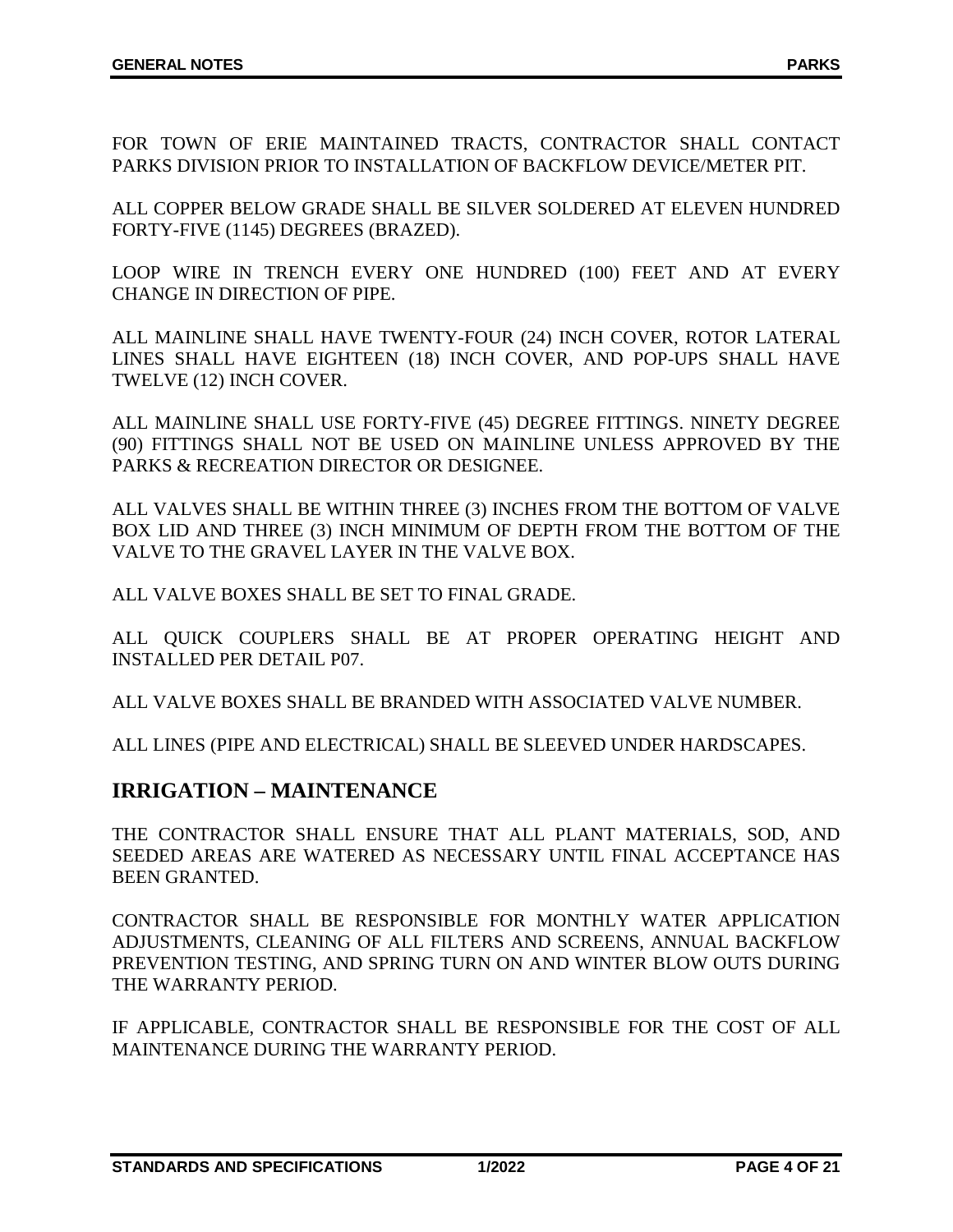FOR TOWN OF ERIE MAINTAINED TRACTS, CONTRACTOR SHALL CONTACT PARKS DIVISION PRIOR TO INSTALLATION OF BACKFLOW DEVICE/METER PIT.

ALL COPPER BELOW GRADE SHALL BE SILVER SOLDERED AT ELEVEN HUNDRED FORTY-FIVE (1145) DEGREES (BRAZED).

LOOP WIRE IN TRENCH EVERY ONE HUNDRED (100) FEET AND AT EVERY CHANGE IN DIRECTION OF PIPE.

ALL MAINLINE SHALL HAVE TWENTY-FOUR (24) INCH COVER, ROTOR LATERAL LINES SHALL HAVE EIGHTEEN (18) INCH COVER, AND POP-UPS SHALL HAVE TWELVE (12) INCH COVER.

ALL MAINLINE SHALL USE FORTY-FIVE (45) DEGREE FITTINGS. NINETY DEGREE (90) FITTINGS SHALL NOT BE USED ON MAINLINE UNLESS APPROVED BY THE PARKS & RECREATION DIRECTOR OR DESIGNEE.

ALL VALVES SHALL BE WITHIN THREE (3) INCHES FROM THE BOTTOM OF VALVE BOX LID AND THREE (3) INCH MINIMUM OF DEPTH FROM THE BOTTOM OF THE VALVE TO THE GRAVEL LAYER IN THE VALVE BOX.

ALL VALVE BOXES SHALL BE SET TO FINAL GRADE.

ALL QUICK COUPLERS SHALL BE AT PROPER OPERATING HEIGHT AND INSTALLED PER DETAIL P07.

ALL VALVE BOXES SHALL BE BRANDED WITH ASSOCIATED VALVE NUMBER.

ALL LINES (PIPE AND ELECTRICAL) SHALL BE SLEEVED UNDER HARDSCAPES.

## IRRIGATION – MAINTENANCE

THE CONTRACTOR SHALL ENSURE THAT ALL PLANT MATERIALS, SOD, AND SEEDED AREAS ARE WATERED AS NECESSARY UNTIL FINAL ACCEPTANCE HAS BEEN GRANTED.

CONTRACTOR SHALL BE RESPONSIBLE FOR MONTHLY WATER APPLICATION ADJUSTMENTS, CLEANING OF ALL FILTERS AND SCREENS, ANNUAL BACKFLOW PREVENTION TESTING, AND SPRING TURN ON AND WINTER BLOW OUTS DURING THE WARRANTY PERIOD.

IF APPLICABLE, CONTRACTOR SHALL BE RESPONSIBLE FOR THE COST OF ALL MAINTENANCE DURING THE WARRANTY PERIOD.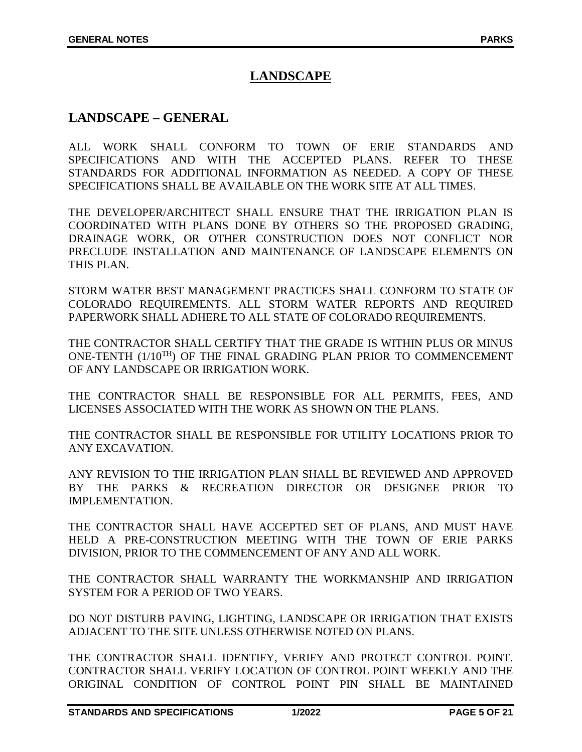# LANDSCAPE

## LANDSCAPE – GENERAL

ALL WORK SHALL CONFORM TO TOWN OF ERIE STANDARDS AND SPECIFICATIONS AND WITH THE ACCEPTED PLANS. REFER TO THESE STANDARDS FOR ADDITIONAL INFORMATION AS NEEDED. A COPY OF THESE SPECIFICATIONS SHALL BE AVAILABLE ON THE WORK SITE AT ALL TIMES.

THE DEVELOPER/ARCHITECT SHALL ENSURE THAT THE IRRIGATION PLAN IS COORDINATED WITH PLANS DONE BY OTHERS SO THE PROPOSED GRADING, DRAINAGE WORK, OR OTHER CONSTRUCTION DOES NOT CONFLICT NOR PRECLUDE INSTALLATION AND MAINTENANCE OF LANDSCAPE ELEMENTS ON THIS PLAN.

STORM WATER BEST MANAGEMENT PRACTICES SHALL CONFORM TO STATE OF COLORADO REQUIREMENTS. ALL STORM WATER REPORTS AND REQUIRED PAPERWORK SHALL ADHERE TO ALL STATE OF COLORADO REQUIREMENTS.

THE CONTRACTOR SHALL CERTIFY THAT THE GRADE IS WITHIN PLUS OR MINUS ONE-TENTH ($1/10^{TH}$) OF THE FINAL GRADING PLAN PRIOR TO COMMENCEMENT OF ANY LANDSCAPE OR IRRIGATION WORK.

THE CONTRACTOR SHALL BE RESPONSIBLE FOR ALL PERMITS, FEES, AND LICENSES ASSOCIATED WITH THE WORK AS SHOWN ON THE PLANS.

THE CONTRACTOR SHALL BE RESPONSIBLE FOR UTILITY LOCATIONS PRIOR TO ANY EXCAVATION.

ANY REVISION TO THE IRRIGATION PLAN SHALL BE REVIEWED AND APPROVED BY THE PARKS & RECREATION DIRECTOR OR DESIGNEE PRIOR TO IMPLEMENTATION.

THE CONTRACTOR SHALL HAVE ACCEPTED SET OF PLANS, AND MUST HAVE HELD A PRE-CONSTRUCTION MEETING WITH THE TOWN OF ERIE PARKS DIVISION, PRIOR TO THE COMMENCEMENT OF ANY AND ALL WORK.

THE CONTRACTOR SHALL WARRANTY THE WORKMANSHIP AND IRRIGATION SYSTEM FOR A PERIOD OF TWO YEARS.

DO NOT DISTURB PAVING, LIGHTING, LANDSCAPE OR IRRIGATION THAT EXISTS ADJACENT TO THE SITE UNLESS OTHERWISE NOTED ON PLANS.

THE CONTRACTOR SHALL IDENTIFY, VERIFY AND PROTECT CONTROL POINT. CONTRACTOR SHALL VERIFY LOCATION OF CONTROL POINT WEEKLY AND THE ORIGINAL CONDITION OF CONTROL POINT PIN SHALL BE MAINTAINED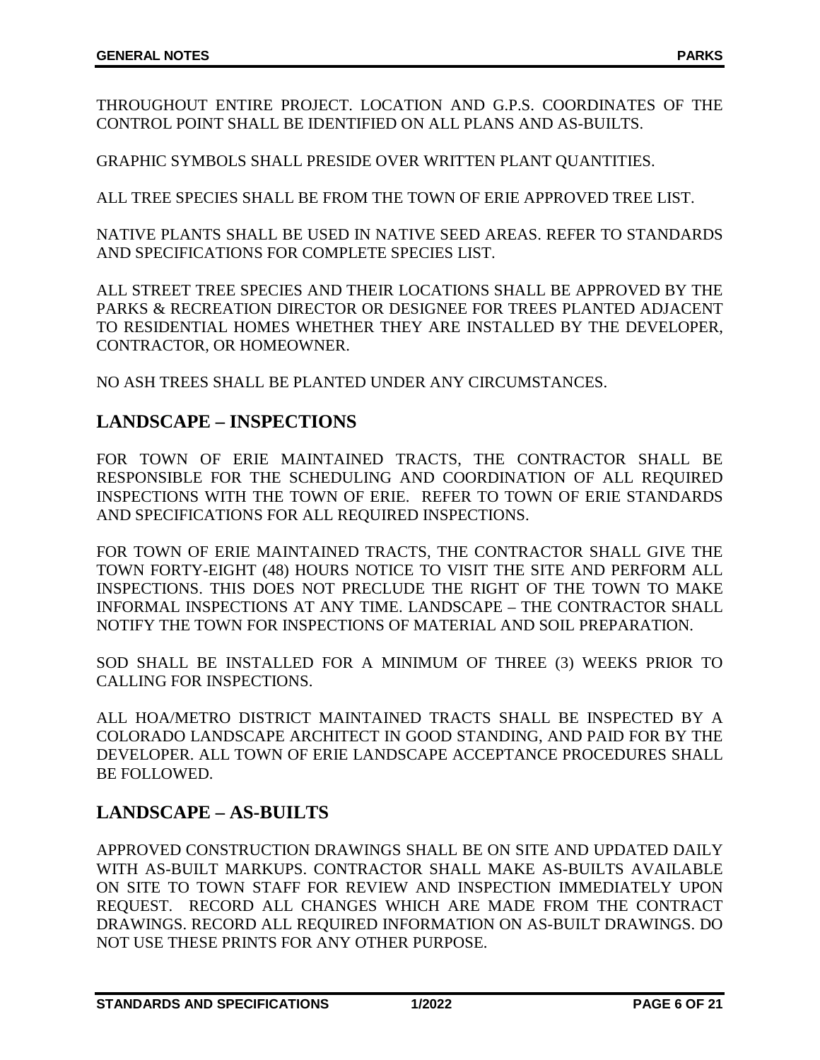THROUGHOUT ENTIRE PROJECT. LOCATION AND G.P.S. COORDINATES OF THE CONTROL POINT SHALL BE IDENTIFIED ON ALL PLANS AND AS-BUILTS.

GRAPHIC SYMBOLS SHALL PRESIDE OVER WRITTEN PLANT QUANTITIES.

ALL TREE SPECIES SHALL BE FROM THE TOWN OF ERIE APPROVED TREE LIST.

NATIVE PLANTS SHALL BE USED IN NATIVE SEED AREAS. REFER TO STANDARDS AND SPECIFICATIONS FOR COMPLETE SPECIES LIST.

ALL STREET TREE SPECIES AND THEIR LOCATIONS SHALL BE APPROVED BY THE PARKS & RECREATION DIRECTOR OR DESIGNEE FOR TREES PLANTED ADJACENT TO RESIDENTIAL HOMES WHETHER THEY ARE INSTALLED BY THE DEVELOPER, CONTRACTOR, OR HOMEOWNER.

NO ASH TREES SHALL BE PLANTED UNDER ANY CIRCUMSTANCES.

## LANDSCAPE – INSPECTIONS

FOR TOWN OF ERIE MAINTAINED TRACTS, THE CONTRACTOR SHALL BE RESPONSIBLE FOR THE SCHEDULING AND COORDINATION OF ALL REQUIRED INSPECTIONS WITH THE TOWN OF ERIE. REFER TO TOWN OF ERIE STANDARDS AND SPECIFICATIONS FOR ALL REQUIRED INSPECTIONS.

FOR TOWN OF ERIE MAINTAINED TRACTS, THE CONTRACTOR SHALL GIVE THE TOWN FORTY-EIGHT (48) HOURS NOTICE TO VISIT THE SITE AND PERFORM ALL INSPECTIONS. THIS DOES NOT PRECLUDE THE RIGHT OF THE TOWN TO MAKE INFORMAL INSPECTIONS AT ANY TIME. LANDSCAPE – THE CONTRACTOR SHALL NOTIFY THE TOWN FOR INSPECTIONS OF MATERIAL AND SOIL PREPARATION.

SOD SHALL BE INSTALLED FOR A MINIMUM OF THREE (3) WEEKS PRIOR TO CALLING FOR INSPECTIONS.

ALL HOA/METRO DISTRICT MAINTAINED TRACTS SHALL BE INSPECTED BY A COLORADO LANDSCAPE ARCHITECT IN GOOD STANDING, AND PAID FOR BY THE DEVELOPER. ALL TOWN OF ERIE LANDSCAPE ACCEPTANCE PROCEDURES SHALL BE FOLLOWED.

## LANDSCAPE – AS-BUILTS

APPROVED CONSTRUCTION DRAWINGS SHALL BE ON SITE AND UPDATED DAILY WITH AS-BUILT MARKUPS. CONTRACTOR SHALL MAKE AS-BUILTS AVAILABLE ON SITE TO TOWN STAFF FOR REVIEW AND INSPECTION IMMEDIATELY UPON REQUEST. RECORD ALL CHANGES WHICH ARE MADE FROM THE CONTRACT DRAWINGS. RECORD ALL REQUIRED INFORMATION ON AS-BUILT DRAWINGS. DO NOT USE THESE PRINTS FOR ANY OTHER PURPOSE.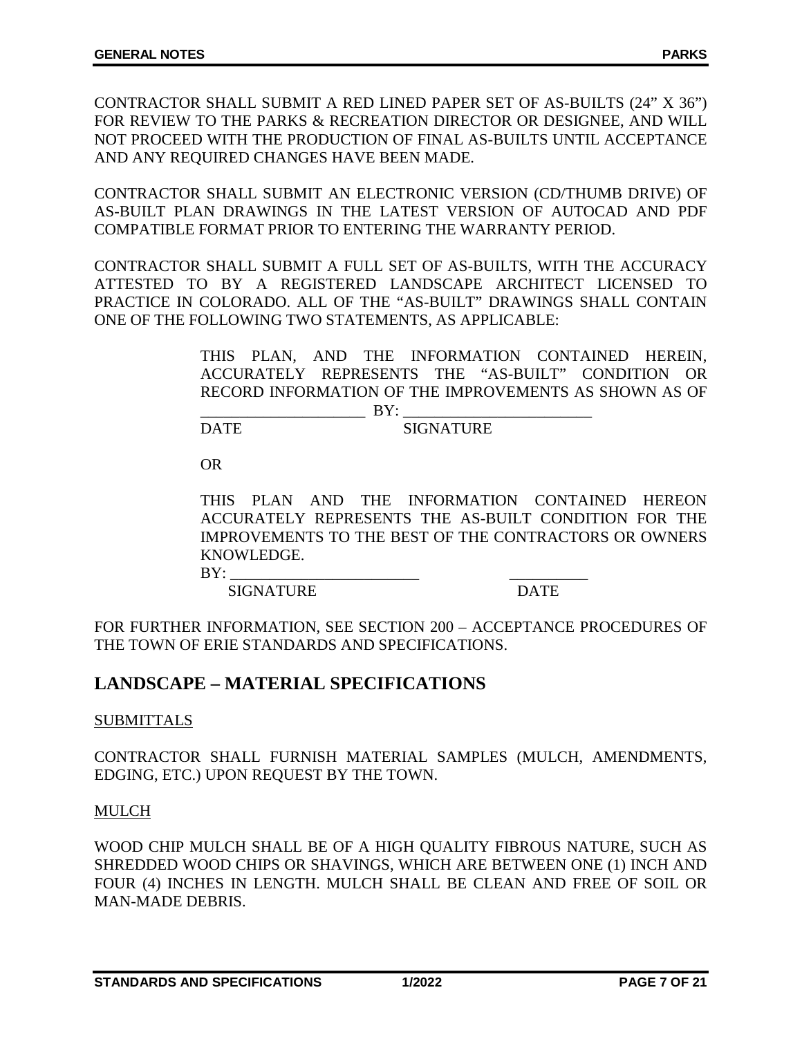CONTRACTOR SHALL SUBMIT A RED LINED PAPER SET OF AS-BUILTS (24" X 36") FOR REVIEW TO THE PARKS & RECREATION DIRECTOR OR DESIGNEE, AND WILL NOT PROCEED WITH THE PRODUCTION OF FINAL AS-BUILTS UNTIL ACCEPTANCE AND ANY REQUIRED CHANGES HAVE BEEN MADE.

CONTRACTOR SHALL SUBMIT AN ELECTRONIC VERSION (CD/THUMB DRIVE) OF AS-BUILT PLAN DRAWINGS IN THE LATEST VERSION OF AUTOCAD AND PDF COMPATIBLE FORMAT PRIOR TO ENTERING THE WARRANTY PERIOD.

CONTRACTOR SHALL SUBMIT A FULL SET OF AS-BUILTS, WITH THE ACCURACY ATTESTED TO BY A REGISTERED LANDSCAPE ARCHITECT LICENSED TO PRACTICE IN COLORADO. ALL OF THE "AS-BUILT" DRAWINGS SHALL CONTAIN ONE OF THE FOLLOWING TWO STATEMENTS, AS APPLICABLE:

> THIS PLAN, AND THE INFORMATION CONTAINED HEREIN, ACCURATELY REPRESENTS THE "AS-BUILT" CONDITION OR RECORD INFORMATION OF THE IMPROVEMENTS AS SHOWN AS OF
>
> _____________________ BY: ________________________
>
> DATE SIGNATURE
>
> OR
>
> THIS PLAN AND THE INFORMATION CONTAINED HEREON ACCURATELY REPRESENTS THE AS-BUILT CONDITION FOR THE IMPROVEMENTS TO THE BEST OF THE CONTRACTORS OR OWNERS KNOWLEDGE.
>
> BY: ________________________ __________
>
> SIGNATURE DATE

FOR FURTHER INFORMATION, SEE SECTION 200 – ACCEPTANCE PROCEDURES OF THE TOWN OF ERIE STANDARDS AND SPECIFICATIONS.

## LANDSCAPE – MATERIAL SPECIFICATIONS

SUBMITTALS

CONTRACTOR SHALL FURNISH MATERIAL SAMPLES (MULCH, AMENDMENTS, EDGING, ETC.) UPON REQUEST BY THE TOWN.

MULCH

WOOD CHIP MULCH SHALL BE OF A HIGH QUALITY FIBROUS NATURE, SUCH AS SHREDDED WOOD CHIPS OR SHAVINGS, WHICH ARE BETWEEN ONE (1) INCH AND FOUR (4) INCHES IN LENGTH. MULCH SHALL BE CLEAN AND FREE OF SOIL OR MAN-MADE DEBRIS.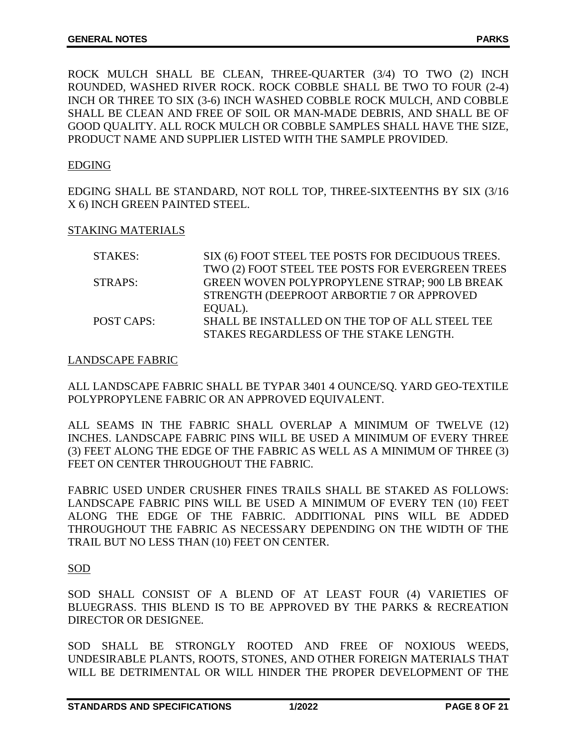ROCK MULCH SHALL BE CLEAN, THREE-QUARTER (3/4) TO TWO (2) INCH ROUNDED, WASHED RIVER ROCK. ROCK COBBLE SHALL BE TWO TO FOUR (2-4) INCH OR THREE TO SIX (3-6) INCH WASHED COBBLE ROCK MULCH, AND COBBLE SHALL BE CLEAN AND FREE OF SOIL OR MAN-MADE DEBRIS, AND SHALL BE OF GOOD QUALITY. ALL ROCK MULCH OR COBBLE SAMPLES SHALL HAVE THE SIZE, PRODUCT NAME AND SUPPLIER LISTED WITH THE SAMPLE PROVIDED.

## EDGING

EDGING SHALL BE STANDARD, NOT ROLL TOP, THREE-SIXTEENTHS BY SIX (3/16 X 6) INCH GREEN PAINTED STEEL.

## STAKING MATERIALS

| | |
|---|---|
| STAKES: | SIX (6) FOOT STEEL TEE POSTS FOR DECIDUOUS TREES. TWO (2) FOOT STEEL TEE POSTS FOR EVERGREEN TREES |
| STRAPS: | GREEN WOVEN POLYPROPYLENE STRAP; 900 LB BREAK STRENGTH (DEEPROOT ARBORTIE 7 OR APPROVED EQUAL). |
| POST CAPS: | SHALL BE INSTALLED ON THE TOP OF ALL STEEL TEE STAKES REGARDLESS OF THE STAKE LENGTH. |

## LANDSCAPE FABRIC

ALL LANDSCAPE FABRIC SHALL BE TYPAR 3401 4 OUNCE/SQ. YARD GEO-TEXTILE POLYPROPYLENE FABRIC OR AN APPROVED EQUIVALENT.

ALL SEAMS IN THE FABRIC SHALL OVERLAP A MINIMUM OF TWELVE (12) INCHES. LANDSCAPE FABRIC PINS WILL BE USED A MINIMUM OF EVERY THREE (3) FEET ALONG THE EDGE OF THE FABRIC AS WELL AS A MINIMUM OF THREE (3) FEET ON CENTER THROUGHOUT THE FABRIC.

FABRIC USED UNDER CRUSHER FINES TRAILS SHALL BE STAKED AS FOLLOWS: LANDSCAPE FABRIC PINS WILL BE USED A MINIMUM OF EVERY TEN (10) FEET ALONG THE EDGE OF THE FABRIC. ADDITIONAL PINS WILL BE ADDED THROUGHOUT THE FABRIC AS NECESSARY DEPENDING ON THE WIDTH OF THE TRAIL BUT NO LESS THAN (10) FEET ON CENTER.

## SOD

SOD SHALL CONSIST OF A BLEND OF AT LEAST FOUR (4) VARIETIES OF BLUEGRASS. THIS BLEND IS TO BE APPROVED BY THE PARKS & RECREATION DIRECTOR OR DESIGNEE.

SOD SHALL BE STRONGLY ROOTED AND FREE OF NOXIOUS WEEDS, UNDESIRABLE PLANTS, ROOTS, STONES, AND OTHER FOREIGN MATERIALS THAT WILL BE DETRIMENTAL OR WILL HINDER THE PROPER DEVELOPMENT OF THE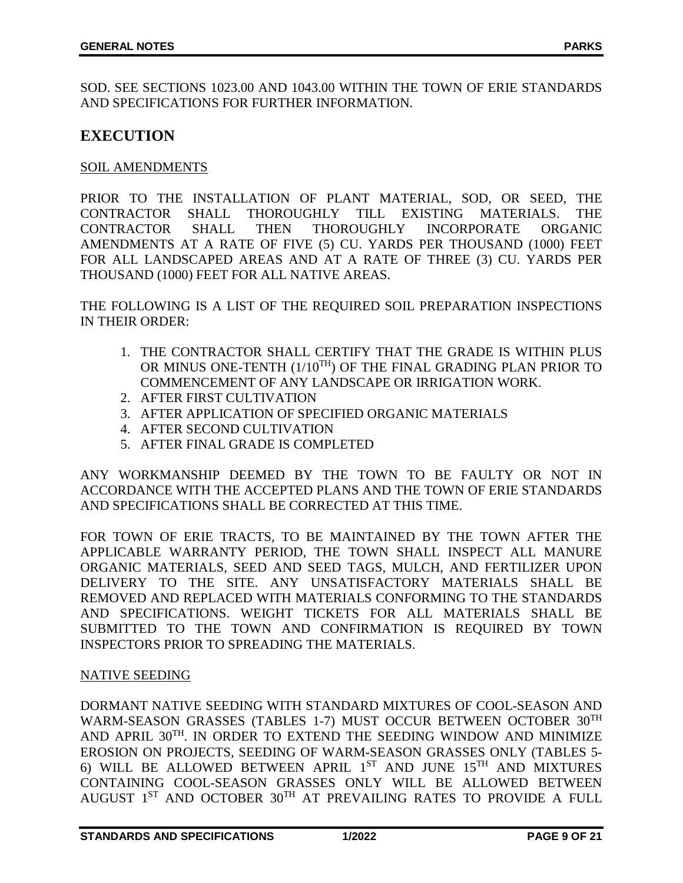SOD. SEE SECTIONS 1023.00 AND 1043.00 WITHIN THE TOWN OF ERIE STANDARDS AND SPECIFICATIONS FOR FURTHER INFORMATION.

## EXECUTION

SOIL AMENDMENTS

PRIOR TO THE INSTALLATION OF PLANT MATERIAL, SOD, OR SEED, THE CONTRACTOR SHALL THOROUGHLY TILL EXISTING MATERIALS. THE CONTRACTOR SHALL THEN THOROUGHLY INCORPORATE ORGANIC AMENDMENTS AT A RATE OF FIVE (5) CU. YARDS PER THOUSAND (1000) FEET FOR ALL LANDSCAPED AREAS AND AT A RATE OF THREE (3) CU. YARDS PER THOUSAND (1000) FEET FOR ALL NATIVE AREAS.

THE FOLLOWING IS A LIST OF THE REQUIRED SOIL PREPARATION INSPECTIONS IN THEIR ORDER:

1. THE CONTRACTOR SHALL CERTIFY THAT THE GRADE IS WITHIN PLUS OR MINUS ONE-TENTH (1/10TH) OF THE FINAL GRADING PLAN PRIOR TO COMMENCEMENT OF ANY LANDSCAPE OR IRRIGATION WORK.
2. AFTER FIRST CULTIVATION
3. AFTER APPLICATION OF SPECIFIED ORGANIC MATERIALS
4. AFTER SECOND CULTIVATION
5. AFTER FINAL GRADE IS COMPLETED

ANY WORKMANSHIP DEEMED BY THE TOWN TO BE FAULTY OR NOT IN ACCORDANCE WITH THE ACCEPTED PLANS AND THE TOWN OF ERIE STANDARDS AND SPECIFICATIONS SHALL BE CORRECTED AT THIS TIME.

FOR TOWN OF ERIE TRACTS, TO BE MAINTAINED BY THE TOWN AFTER THE APPLICABLE WARRANTY PERIOD, THE TOWN SHALL INSPECT ALL MANURE ORGANIC MATERIALS, SEED AND SEED TAGS, MULCH, AND FERTILIZER UPON DELIVERY TO THE SITE. ANY UNSATISFACTORY MATERIALS SHALL BE REMOVED AND REPLACED WITH MATERIALS CONFORMING TO THE STANDARDS AND SPECIFICATIONS. WEIGHT TICKETS FOR ALL MATERIALS SHALL BE SUBMITTED TO THE TOWN AND CONFIRMATION IS REQUIRED BY TOWN INSPECTORS PRIOR TO SPREADING THE MATERIALS.

NATIVE SEEDING

DORMANT NATIVE SEEDING WITH STANDARD MIXTURES OF COOL-SEASON AND WARM-SEASON GRASSES (TABLES 1-7) MUST OCCUR BETWEEN OCTOBER 30TH AND APRIL 30TH. IN ORDER TO EXTEND THE SEEDING WINDOW AND MINIMIZE EROSION ON PROJECTS, SEEDING OF WARM-SEASON GRASSES ONLY (TABLES 5-6) WILL BE ALLOWED BETWEEN APRIL 1ST AND JUNE 15TH AND MIXTURES CONTAINING COOL-SEASON GRASSES ONLY WILL BE ALLOWED BETWEEN AUGUST 1ST AND OCTOBER 30TH AT PREVAILING RATES TO PROVIDE A FULL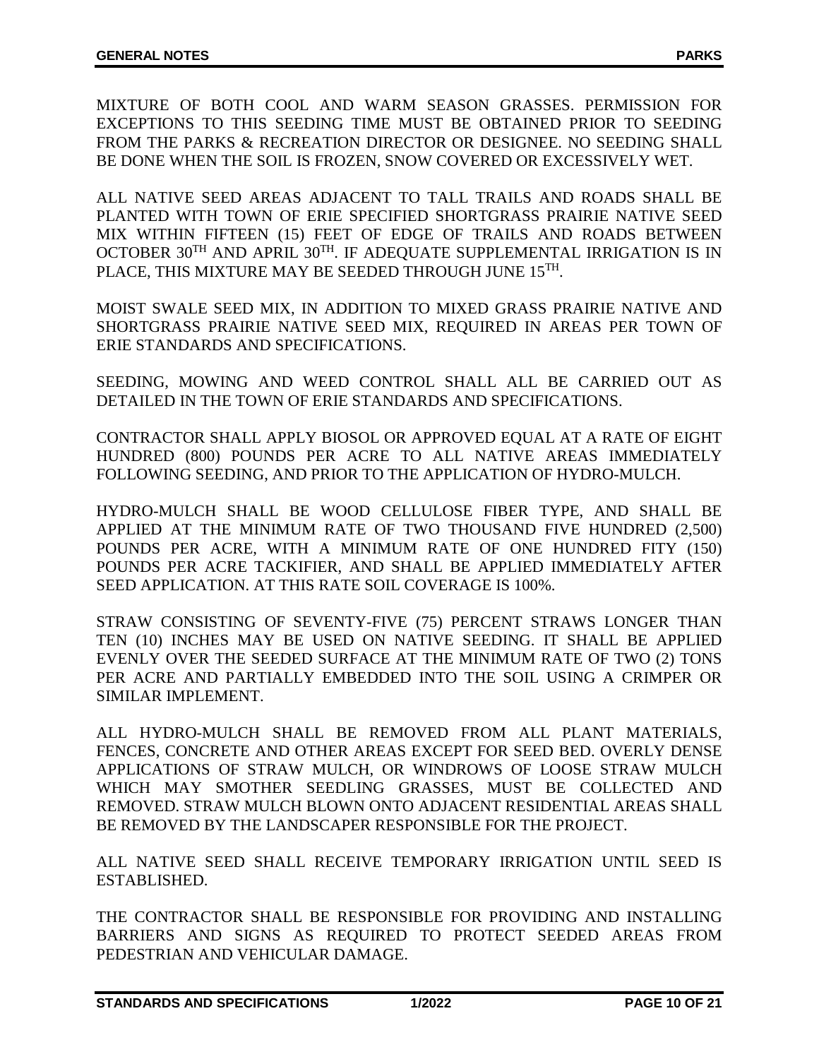MIXTURE OF BOTH COOL AND WARM SEASON GRASSES. PERMISSION FOR EXCEPTIONS TO THIS SEEDING TIME MUST BE OBTAINED PRIOR TO SEEDING FROM THE PARKS & RECREATION DIRECTOR OR DESIGNEE. NO SEEDING SHALL BE DONE WHEN THE SOIL IS FROZEN, SNOW COVERED OR EXCESSIVELY WET.

ALL NATIVE SEED AREAS ADJACENT TO TALL TRAILS AND ROADS SHALL BE PLANTED WITH TOWN OF ERIE SPECIFIED SHORTGRASS PRAIRIE NATIVE SEED MIX WITHIN FIFTEEN (15) FEET OF EDGE OF TRAILS AND ROADS BETWEEN OCTOBER 30TH AND APRIL 30TH. IF ADEQUATE SUPPLEMENTAL IRRIGATION IS IN PLACE, THIS MIXTURE MAY BE SEEDED THROUGH JUNE 15TH.

MOIST SWALE SEED MIX, IN ADDITION TO MIXED GRASS PRAIRIE NATIVE AND SHORTGRASS PRAIRIE NATIVE SEED MIX, REQUIRED IN AREAS PER TOWN OF ERIE STANDARDS AND SPECIFICATIONS.

SEEDING, MOWING AND WEED CONTROL SHALL ALL BE CARRIED OUT AS DETAILED IN THE TOWN OF ERIE STANDARDS AND SPECIFICATIONS.

CONTRACTOR SHALL APPLY BIOSOL OR APPROVED EQUAL AT A RATE OF EIGHT HUNDRED (800) POUNDS PER ACRE TO ALL NATIVE AREAS IMMEDIATELY FOLLOWING SEEDING, AND PRIOR TO THE APPLICATION OF HYDRO-MULCH.

HYDRO-MULCH SHALL BE WOOD CELLULOSE FIBER TYPE, AND SHALL BE APPLIED AT THE MINIMUM RATE OF TWO THOUSAND FIVE HUNDRED (2,500) POUNDS PER ACRE, WITH A MINIMUM RATE OF ONE HUNDRED FITY (150) POUNDS PER ACRE TACKIFIER, AND SHALL BE APPLIED IMMEDIATELY AFTER SEED APPLICATION. AT THIS RATE SOIL COVERAGE IS 100%.

STRAW CONSISTING OF SEVENTY-FIVE (75) PERCENT STRAWS LONGER THAN TEN (10) INCHES MAY BE USED ON NATIVE SEEDING. IT SHALL BE APPLIED EVENLY OVER THE SEEDED SURFACE AT THE MINIMUM RATE OF TWO (2) TONS PER ACRE AND PARTIALLY EMBEDDED INTO THE SOIL USING A CRIMPER OR SIMILAR IMPLEMENT.

ALL HYDRO-MULCH SHALL BE REMOVED FROM ALL PLANT MATERIALS, FENCES, CONCRETE AND OTHER AREAS EXCEPT FOR SEED BED. OVERLY DENSE APPLICATIONS OF STRAW MULCH, OR WINDROWS OF LOOSE STRAW MULCH WHICH MAY SMOTHER SEEDLING GRASSES, MUST BE COLLECTED AND REMOVED. STRAW MULCH BLOWN ONTO ADJACENT RESIDENTIAL AREAS SHALL BE REMOVED BY THE LANDSCAPER RESPONSIBLE FOR THE PROJECT.

ALL NATIVE SEED SHALL RECEIVE TEMPORARY IRRIGATION UNTIL SEED IS ESTABLISHED.

THE CONTRACTOR SHALL BE RESPONSIBLE FOR PROVIDING AND INSTALLING BARRIERS AND SIGNS AS REQUIRED TO PROTECT SEEDED AREAS FROM PEDESTRIAN AND VEHICULAR DAMAGE.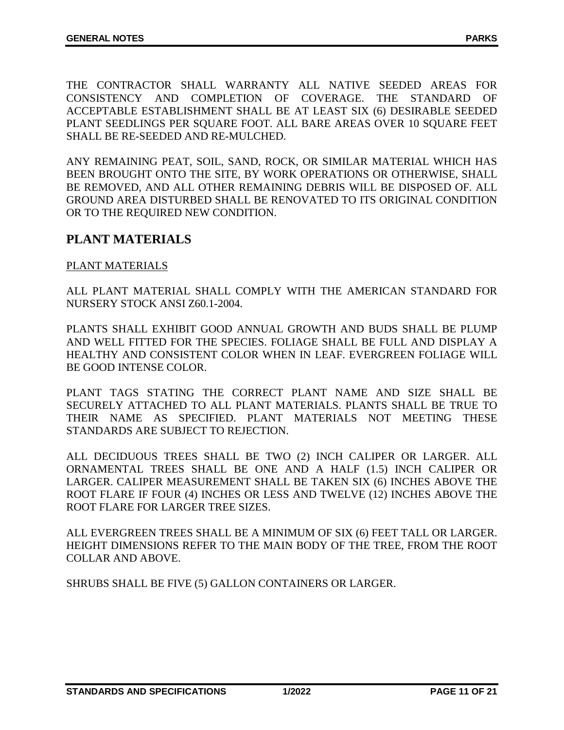THE CONTRACTOR SHALL WARRANTY ALL NATIVE SEEDED AREAS FOR CONSISTENCY AND COMPLETION OF COVERAGE. THE STANDARD OF ACCEPTABLE ESTABLISHMENT SHALL BE AT LEAST SIX (6) DESIRABLE SEEDED PLANT SEEDLINGS PER SQUARE FOOT. ALL BARE AREAS OVER 10 SQUARE FEET SHALL BE RE-SEEDED AND RE-MULCHED.

ANY REMAINING PEAT, SOIL, SAND, ROCK, OR SIMILAR MATERIAL WHICH HAS BEEN BROUGHT ONTO THE SITE, BY WORK OPERATIONS OR OTHERWISE, SHALL BE REMOVED, AND ALL OTHER REMAINING DEBRIS WILL BE DISPOSED OF. ALL GROUND AREA DISTURBED SHALL BE RENOVATED TO ITS ORIGINAL CONDITION OR TO THE REQUIRED NEW CONDITION.

## PLANT MATERIALS

PLANT MATERIALS

ALL PLANT MATERIAL SHALL COMPLY WITH THE AMERICAN STANDARD FOR NURSERY STOCK ANSI Z60.1-2004.

PLANTS SHALL EXHIBIT GOOD ANNUAL GROWTH AND BUDS SHALL BE PLUMP AND WELL FITTED FOR THE SPECIES. FOLIAGE SHALL BE FULL AND DISPLAY A HEALTHY AND CONSISTENT COLOR WHEN IN LEAF. EVERGREEN FOLIAGE WILL BE GOOD INTENSE COLOR.

PLANT TAGS STATING THE CORRECT PLANT NAME AND SIZE SHALL BE SECURELY ATTACHED TO ALL PLANT MATERIALS. PLANTS SHALL BE TRUE TO THEIR NAME AS SPECIFIED. PLANT MATERIALS NOT MEETING THESE STANDARDS ARE SUBJECT TO REJECTION.

ALL DECIDUOUS TREES SHALL BE TWO (2) INCH CALIPER OR LARGER. ALL ORNAMENTAL TREES SHALL BE ONE AND A HALF (1.5) INCH CALIPER OR LARGER. CALIPER MEASUREMENT SHALL BE TAKEN SIX (6) INCHES ABOVE THE ROOT FLARE IF FOUR (4) INCHES OR LESS AND TWELVE (12) INCHES ABOVE THE ROOT FLARE FOR LARGER TREE SIZES.

ALL EVERGREEN TREES SHALL BE A MINIMUM OF SIX (6) FEET TALL OR LARGER. HEIGHT DIMENSIONS REFER TO THE MAIN BODY OF THE TREE, FROM THE ROOT COLLAR AND ABOVE.

SHRUBS SHALL BE FIVE (5) GALLON CONTAINERS OR LARGER.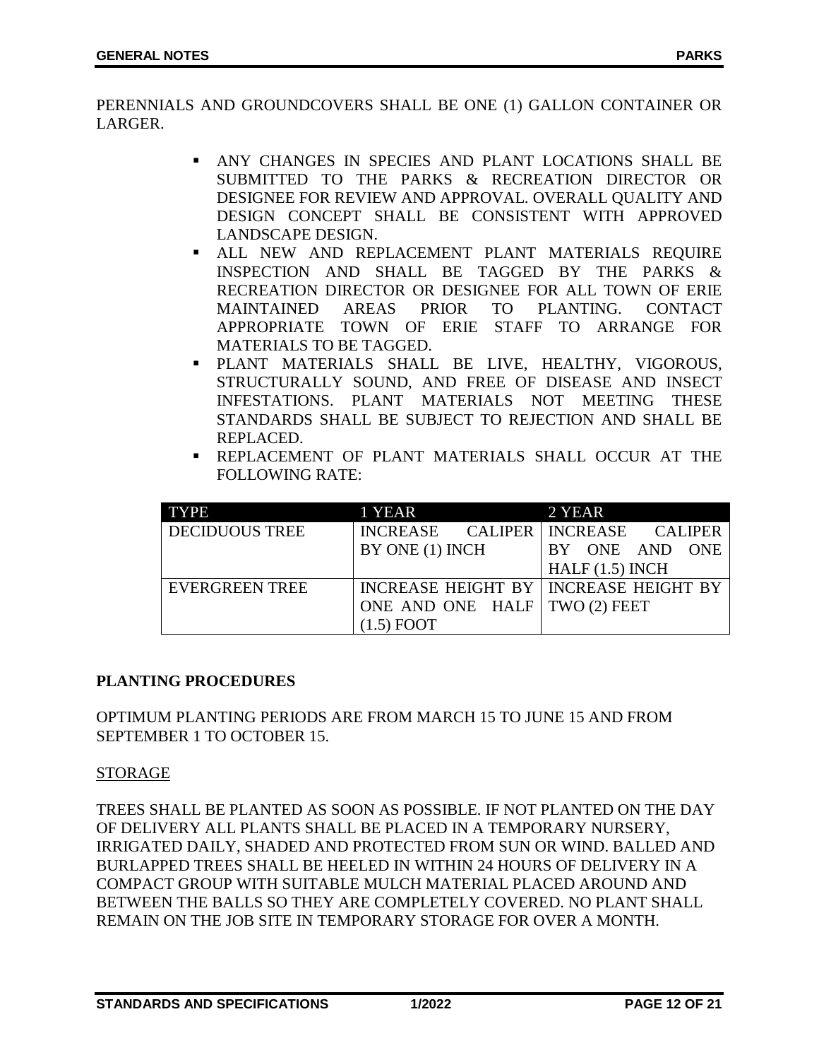PERENNIALS AND GROUNDCOVERS SHALL BE ONE (1) GALLON CONTAINER OR LARGER.

- ANY CHANGES IN SPECIES AND PLANT LOCATIONS SHALL BE SUBMITTED TO THE PARKS & RECREATION DIRECTOR OR DESIGNEE FOR REVIEW AND APPROVAL. OVERALL QUALITY AND DESIGN CONCEPT SHALL BE CONSISTENT WITH APPROVED LANDSCAPE DESIGN.
- ALL NEW AND REPLACEMENT PLANT MATERIALS REQUIRE INSPECTION AND SHALL BE TAGGED BY THE PARKS & RECREATION DIRECTOR OR DESIGNEE FOR ALL TOWN OF ERIE MAINTAINED AREAS PRIOR TO PLANTING. CONTACT APPROPRIATE TOWN OF ERIE STAFF TO ARRANGE FOR MATERIALS TO BE TAGGED.
- PLANT MATERIALS SHALL BE LIVE, HEALTHY, VIGOROUS, STRUCTURALLY SOUND, AND FREE OF DISEASE AND INSECT INFESTATIONS. PLANT MATERIALS NOT MEETING THESE STANDARDS SHALL BE SUBJECT TO REJECTION AND SHALL BE REPLACED.
- REPLACEMENT OF PLANT MATERIALS SHALL OCCUR AT THE FOLLOWING RATE:

| TYPE | 1 YEAR | 2 YEAR |
|---|---|---|
| DECIDUOUS TREE | INCREASE CALIPER BY ONE (1) INCH | INCREASE CALIPER BY ONE AND ONE HALF (1.5) INCH |
| EVERGREEN TREE | INCREASE HEIGHT BY ONE AND ONE HALF (1.5) FOOT | INCREASE HEIGHT BY TWO (2) FEET |

**PLANTING PROCEDURES**

OPTIMUM PLANTING PERIODS ARE FROM MARCH 15 TO JUNE 15 AND FROM SEPTEMBER 1 TO OCTOBER 15.

STORAGE

TREES SHALL BE PLANTED AS SOON AS POSSIBLE. IF NOT PLANTED ON THE DAY OF DELIVERY ALL PLANTS SHALL BE PLACED IN A TEMPORARY NURSERY, IRRIGATED DAILY, SHADED AND PROTECTED FROM SUN OR WIND. BALLED AND BURLAPPED TREES SHALL BE HEELED IN WITHIN 24 HOURS OF DELIVERY IN A COMPACT GROUP WITH SUITABLE MULCH MATERIAL PLACED AROUND AND BETWEEN THE BALLS SO THEY ARE COMPLETELY COVERED. NO PLANT SHALL REMAIN ON THE JOB SITE IN TEMPORARY STORAGE FOR OVER A MONTH.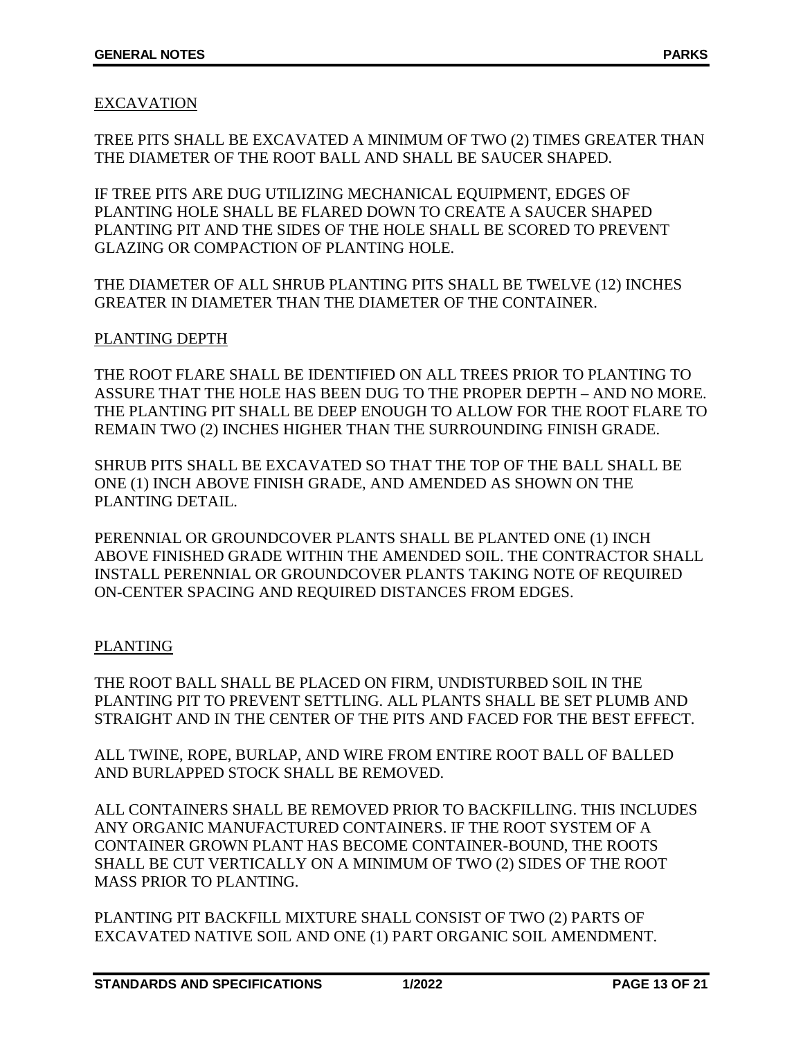## EXCAVATION

TREE PITS SHALL BE EXCAVATED A MINIMUM OF TWO (2) TIMES GREATER THAN THE DIAMETER OF THE ROOT BALL AND SHALL BE SAUCER SHAPED.

IF TREE PITS ARE DUG UTILIZING MECHANICAL EQUIPMENT, EDGES OF PLANTING HOLE SHALL BE FLARED DOWN TO CREATE A SAUCER SHAPED PLANTING PIT AND THE SIDES OF THE HOLE SHALL BE SCORED TO PREVENT GLAZING OR COMPACTION OF PLANTING HOLE.

THE DIAMETER OF ALL SHRUB PLANTING PITS SHALL BE TWELVE (12) INCHES GREATER IN DIAMETER THAN THE DIAMETER OF THE CONTAINER.

## PLANTING DEPTH

THE ROOT FLARE SHALL BE IDENTIFIED ON ALL TREES PRIOR TO PLANTING TO ASSURE THAT THE HOLE HAS BEEN DUG TO THE PROPER DEPTH – AND NO MORE. THE PLANTING PIT SHALL BE DEEP ENOUGH TO ALLOW FOR THE ROOT FLARE TO REMAIN TWO (2) INCHES HIGHER THAN THE SURROUNDING FINISH GRADE.

SHRUB PITS SHALL BE EXCAVATED SO THAT THE TOP OF THE BALL SHALL BE ONE (1) INCH ABOVE FINISH GRADE, AND AMENDED AS SHOWN ON THE PLANTING DETAIL.

PERENNIAL OR GROUNDCOVER PLANTS SHALL BE PLANTED ONE (1) INCH ABOVE FINISHED GRADE WITHIN THE AMENDED SOIL. THE CONTRACTOR SHALL INSTALL PERENNIAL OR GROUNDCOVER PLANTS TAKING NOTE OF REQUIRED ON-CENTER SPACING AND REQUIRED DISTANCES FROM EDGES.

## PLANTING

THE ROOT BALL SHALL BE PLACED ON FIRM, UNDISTURBED SOIL IN THE PLANTING PIT TO PREVENT SETTLING. ALL PLANTS SHALL BE SET PLUMB AND STRAIGHT AND IN THE CENTER OF THE PITS AND FACED FOR THE BEST EFFECT.

ALL TWINE, ROPE, BURLAP, AND WIRE FROM ENTIRE ROOT BALL OF BALLED AND BURLAPPED STOCK SHALL BE REMOVED.

ALL CONTAINERS SHALL BE REMOVED PRIOR TO BACKFILLING. THIS INCLUDES ANY ORGANIC MANUFACTURED CONTAINERS. IF THE ROOT SYSTEM OF A CONTAINER GROWN PLANT HAS BECOME CONTAINER-BOUND, THE ROOTS SHALL BE CUT VERTICALLY ON A MINIMUM OF TWO (2) SIDES OF THE ROOT MASS PRIOR TO PLANTING.

PLANTING PIT BACKFILL MIXTURE SHALL CONSIST OF TWO (2) PARTS OF EXCAVATED NATIVE SOIL AND ONE (1) PART ORGANIC SOIL AMENDMENT.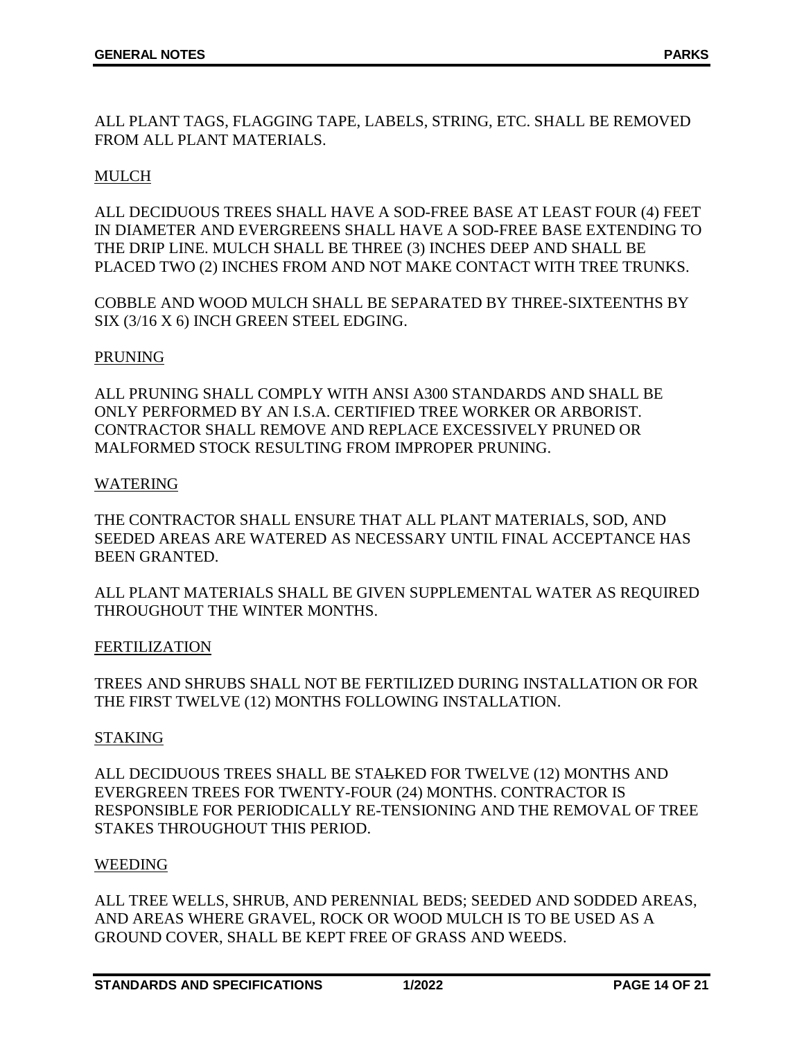ALL PLANT TAGS, FLAGGING TAPE, LABELS, STRING, ETC. SHALL BE REMOVED FROM ALL PLANT MATERIALS.

## MULCH

ALL DECIDUOUS TREES SHALL HAVE A SOD-FREE BASE AT LEAST FOUR (4) FEET IN DIAMETER AND EVERGREENS SHALL HAVE A SOD-FREE BASE EXTENDING TO THE DRIP LINE. MULCH SHALL BE THREE (3) INCHES DEEP AND SHALL BE PLACED TWO (2) INCHES FROM AND NOT MAKE CONTACT WITH TREE TRUNKS.

COBBLE AND WOOD MULCH SHALL BE SEPARATED BY THREE-SIXTEENTHS BY SIX (3/16 X 6) INCH GREEN STEEL EDGING.

## PRUNING

ALL PRUNING SHALL COMPLY WITH ANSI A300 STANDARDS AND SHALL BE ONLY PERFORMED BY AN I.S.A. CERTIFIED TREE WORKER OR ARBORIST. CONTRACTOR SHALL REMOVE AND REPLACE EXCESSIVELY PRUNED OR MALFORMED STOCK RESULTING FROM IMPROPER PRUNING.

## WATERING

THE CONTRACTOR SHALL ENSURE THAT ALL PLANT MATERIALS, SOD, AND SEEDED AREAS ARE WATERED AS NECESSARY UNTIL FINAL ACCEPTANCE HAS BEEN GRANTED.

ALL PLANT MATERIALS SHALL BE GIVEN SUPPLEMENTAL WATER AS REQUIRED THROUGHOUT THE WINTER MONTHS.

## FERTILIZATION

TREES AND SHRUBS SHALL NOT BE FERTILIZED DURING INSTALLATION OR FOR THE FIRST TWELVE (12) MONTHS FOLLOWING INSTALLATION.

## STAKING

ALL DECIDUOUS TREES SHALL BE STA~~L~~KED FOR TWELVE (12) MONTHS AND EVERGREEN TREES FOR TWENTY-FOUR (24) MONTHS. CONTRACTOR IS RESPONSIBLE FOR PERIODICALLY RE-TENSIONING AND THE REMOVAL OF TREE STAKES THROUGHOUT THIS PERIOD.

## WEEDING

ALL TREE WELLS, SHRUB, AND PERENNIAL BEDS; SEEDED AND SODDED AREAS, AND AREAS WHERE GRAVEL, ROCK OR WOOD MULCH IS TO BE USED AS A GROUND COVER, SHALL BE KEPT FREE OF GRASS AND WEEDS.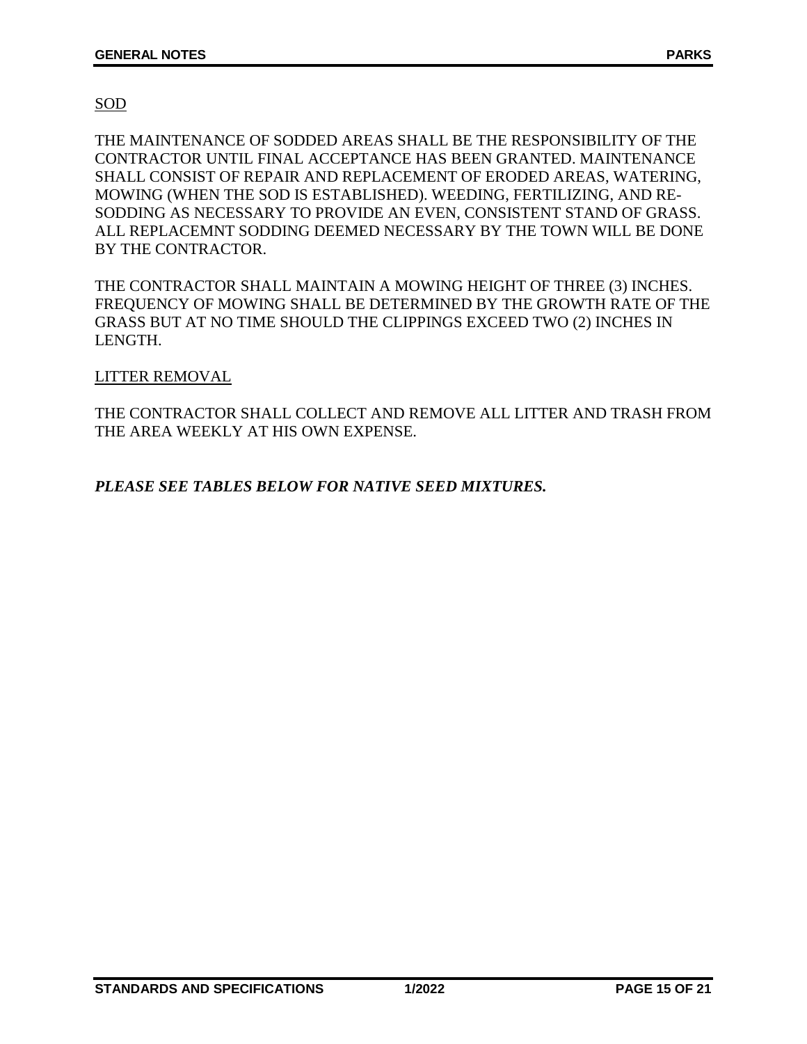SOD

THE MAINTENANCE OF SODDED AREAS SHALL BE THE RESPONSIBILITY OF THE CONTRACTOR UNTIL FINAL ACCEPTANCE HAS BEEN GRANTED. MAINTENANCE SHALL CONSIST OF REPAIR AND REPLACEMENT OF ERODED AREAS, WATERING, MOWING (WHEN THE SOD IS ESTABLISHED). WEEDING, FERTILIZING, AND RE-SODDING AS NECESSARY TO PROVIDE AN EVEN, CONSISTENT STAND OF GRASS. ALL REPLACEMNT SODDING DEEMED NECESSARY BY THE TOWN WILL BE DONE BY THE CONTRACTOR.

THE CONTRACTOR SHALL MAINTAIN A MOWING HEIGHT OF THREE (3) INCHES. FREQUENCY OF MOWING SHALL BE DETERMINED BY THE GROWTH RATE OF THE GRASS BUT AT NO TIME SHOULD THE CLIPPINGS EXCEED TWO (2) INCHES IN LENGTH.

LITTER REMOVAL

THE CONTRACTOR SHALL COLLECT AND REMOVE ALL LITTER AND TRASH FROM THE AREA WEEKLY AT HIS OWN EXPENSE.

***PLEASE SEE TABLES BELOW FOR NATIVE SEED MIXTURES.***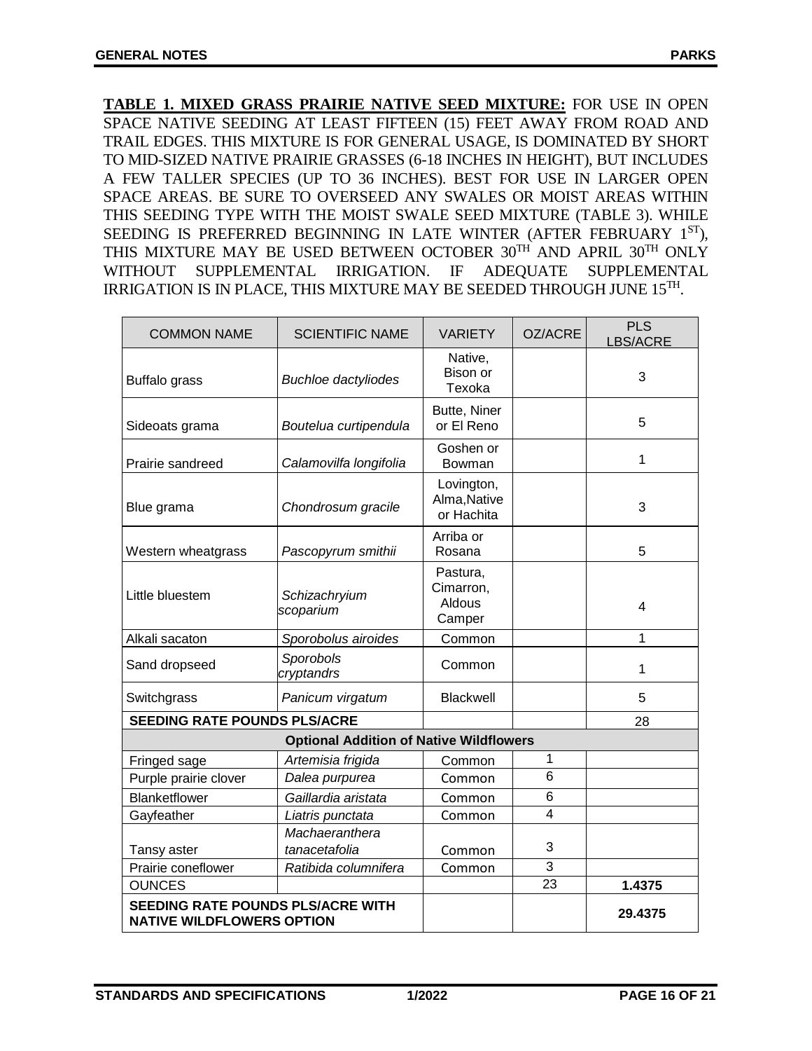**TABLE 1. MIXED GRASS PRAIRIE NATIVE SEED MIXTURE:** FOR USE IN OPEN SPACE NATIVE SEEDING AT LEAST FIFTEEN (15) FEET AWAY FROM ROAD AND TRAIL EDGES. THIS MIXTURE IS FOR GENERAL USAGE, IS DOMINATED BY SHORT TO MID-SIZED NATIVE PRAIRIE GRASSES (6-18 INCHES IN HEIGHT), BUT INCLUDES A FEW TALLER SPECIES (UP TO 36 INCHES). BEST FOR USE IN LARGER OPEN SPACE AREAS. BE SURE TO OVERSEED ANY SWALES OR MOIST AREAS WITHIN THIS SEEDING TYPE WITH THE MOIST SWALE SEED MIXTURE (TABLE 3). WHILE SEEDING IS PREFERRED BEGINNING IN LATE WINTER (AFTER FEBRUARY 1ST), THIS MIXTURE MAY BE USED BETWEEN OCTOBER 30TH AND APRIL 30TH ONLY WITHOUT SUPPLEMENTAL IRRIGATION. IF ADEQUATE SUPPLEMENTAL IRRIGATION IS IN PLACE, THIS MIXTURE MAY BE SEEDED THROUGH JUNE 15TH.

| COMMON NAME | SCIENTIFIC NAME | VARIETY | OZ/ACRE | PLS LBS/ACRE |
|---|---|---|---|---|
| Buffalo grass | *Buchloe dactyliodes* | Native, Bison or Texoka | | 3 |
| Sideoats grama | *Boutelua curtipendula* | Butte, Niner or El Reno | | 5 |
| Prairie sandreed | *Calamovilfa longifolia* | Goshen or Bowman | | 1 |
| Blue grama | *Chondrosum gracile* | Lovington, Alma,Native or Hachita | | 3 |
| Western wheatgrass | *Pascopyrum smithii* | Arriba or Rosana | | 5 |
| Little bluestem | *Schizachryium scoparium* | Pastura, Cimarron, Aldous Camper | | 4 |
| Alkali sacaton | *Sporobolus airoides* | Common | | 1 |
| Sand dropseed | *Sporobols cryptandrs* | Common | | 1 |
| Switchgrass | *Panicum virgatum* | Blackwell | | 5 |
| **SEEDING RATE POUNDS PLS/ACRE** | | | | 28 |
| **Optional Addition of Native Wildflowers** | | | | |
| Fringed sage | *Artemisia frigida* | Common | 1 | |
| Purple prairie clover | *Dalea purpurea* | Common | 6 | |
| Blanketflower | *Gaillardia aristata* | Common | 6 | |
| Gayfeather | *Liatris punctata* | Common | 4 | |
| Tansy aster | *Machaeranthera tanacetafolia* | Common | 3 | |
| Prairie coneflower | *Ratibida columnifera* | Common | 3 | |
| OUNCES | | | 23 | **1.4375** |
| **SEEDING RATE POUNDS PLS/ACRE WITH NATIVE WILDFLOWERS OPTION** | | | | **29.4375** |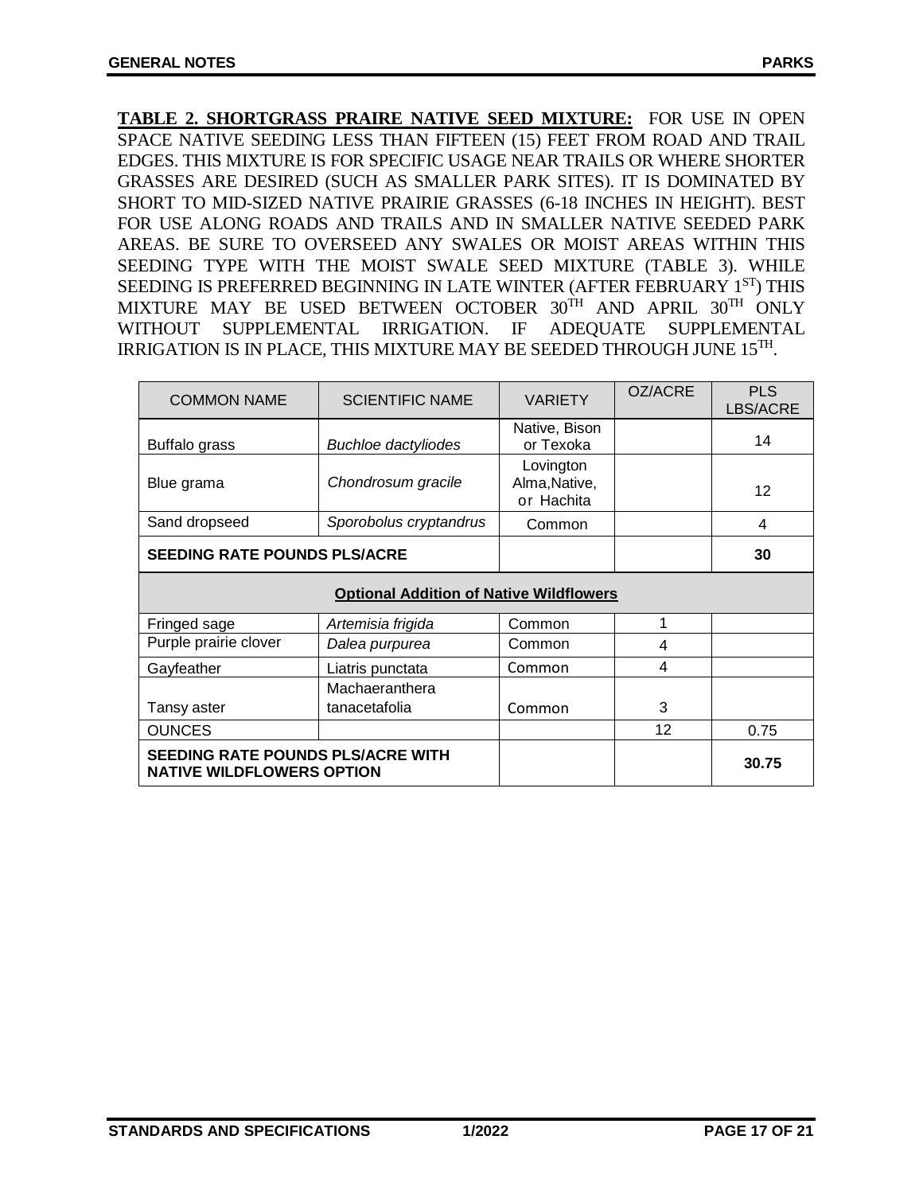**TABLE 2. SHORTGRASS PRAIRE NATIVE SEED MIXTURE:** FOR USE IN OPEN SPACE NATIVE SEEDING LESS THAN FIFTEEN (15) FEET FROM ROAD AND TRAIL EDGES. THIS MIXTURE IS FOR SPECIFIC USAGE NEAR TRAILS OR WHERE SHORTER GRASSES ARE DESIRED (SUCH AS SMALLER PARK SITES). IT IS DOMINATED BY SHORT TO MID-SIZED NATIVE PRAIRIE GRASSES (6-18 INCHES IN HEIGHT). BEST FOR USE ALONG ROADS AND TRAILS AND IN SMALLER NATIVE SEEDED PARK AREAS. BE SURE TO OVERSEED ANY SWALES OR MOIST AREAS WITHIN THIS SEEDING TYPE WITH THE MOIST SWALE SEED MIXTURE (TABLE 3). WHILE SEEDING IS PREFERRED BEGINNING IN LATE WINTER (AFTER FEBRUARY 1ST) THIS MIXTURE MAY BE USED BETWEEN OCTOBER 30TH AND APRIL 30TH ONLY WITHOUT SUPPLEMENTAL IRRIGATION. IF ADEQUATE SUPPLEMENTAL IRRIGATION IS IN PLACE, THIS MIXTURE MAY BE SEEDED THROUGH JUNE 15TH.

| COMMON NAME | SCIENTIFIC NAME | VARIETY | OZ/ACRE | PLS LBS/ACRE |
|---|---|---|---|---|
| Buffalo grass | *Buchloe dactyliodes* | Native, Bison or Texoka | | 14 |
| Blue grama | *Chondrosum gracile* | Lovington Alma, Native, or Hachita | | 12 |
| Sand dropseed | *Sporobolus cryptandrus* | Common | | 4 |
| **SEEDING RATE POUNDS PLS/ACRE** | | | | **30** |
| **Optional Addition of Native Wildflowers** | | | | |
| Fringed sage | *Artemisia frigida* | Common | 1 | |
| Purple prairie clover | *Dalea purpurea* | Common | 4 | |
| Gayfeather | Liatris punctata | Common | 4 | |
| Tansy aster | Machaeranthera tanacetafolia | Common | 3 | |
| OUNCES | | | 12 | 0.75 |
| **SEEDING RATE POUNDS PLS/ACRE WITH NATIVE WILDFLOWERS OPTION** | | | | **30.75** |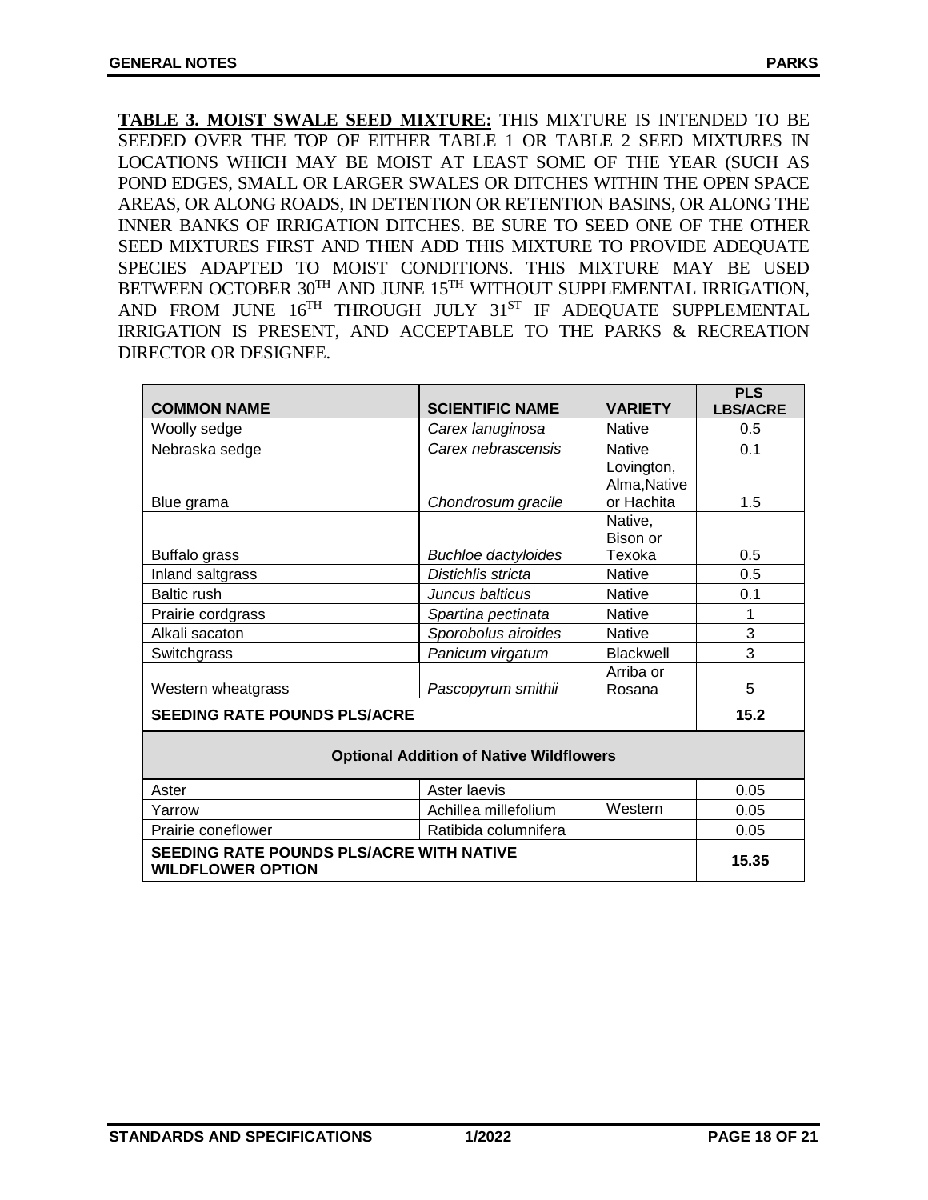**TABLE 3. MOIST SWALE SEED MIXTURE:** THIS MIXTURE IS INTENDED TO BE SEEDED OVER THE TOP OF EITHER TABLE 1 OR TABLE 2 SEED MIXTURES IN LOCATIONS WHICH MAY BE MOIST AT LEAST SOME OF THE YEAR (SUCH AS POND EDGES, SMALL OR LARGER SWALES OR DITCHES WITHIN THE OPEN SPACE AREAS, OR ALONG ROADS, IN DETENTION OR RETENTION BASINS, OR ALONG THE INNER BANKS OF IRRIGATION DITCHES. BE SURE TO SEED ONE OF THE OTHER SEED MIXTURES FIRST AND THEN ADD THIS MIXTURE TO PROVIDE ADEQUATE SPECIES ADAPTED TO MOIST CONDITIONS. THIS MIXTURE MAY BE USED BETWEEN OCTOBER 30TH AND JUNE 15TH WITHOUT SUPPLEMENTAL IRRIGATION, AND FROM JUNE 16TH THROUGH JULY 31ST IF ADEQUATE SUPPLEMENTAL IRRIGATION IS PRESENT, AND ACCEPTABLE TO THE PARKS & RECREATION DIRECTOR OR DESIGNEE.

| COMMON NAME | SCIENTIFIC NAME | VARIETY | PLS LBS/ACRE |
|---|---|---|---|
| Woolly sedge | *Carex lanuginosa* | Native | 0.5 |
| Nebraska sedge | *Carex nebrascensis* | Native | 0.1 |
| Blue grama | *Chondrosum gracile* | Lovington, Alma,Native or Hachita | 1.5 |
| Buffalo grass | *Buchloe dactyloides* | Native, Bison or Texoka | 0.5 |
| Inland saltgrass | *Distichlis stricta* | Native | 0.5 |
| Baltic rush | *Juncus balticus* | Native | 0.1 |
| Prairie cordgrass | *Spartina pectinata* | Native | 1 |
| Alkali sacaton | *Sporobolus airoides* | Native | 3 |
| Switchgrass | *Panicum virgatum* | Blackwell | 3 |
| Western wheatgrass | *Pascopyrum smithii* | Arriba or Rosana | 5 |
| **SEEDING RATE POUNDS PLS/ACRE** | | | **15.2** |
| **Optional Addition of Native Wildflowers** | | | |
| Aster | Aster laevis | | 0.05 |
| Yarrow | Achillea millefolium | Western | 0.05 |
| Prairie coneflower | Ratibida columnifera | | 0.05 |
| **SEEDING RATE POUNDS PLS/ACRE WITH NATIVE WILDFLOWER OPTION** | | | **15.35** |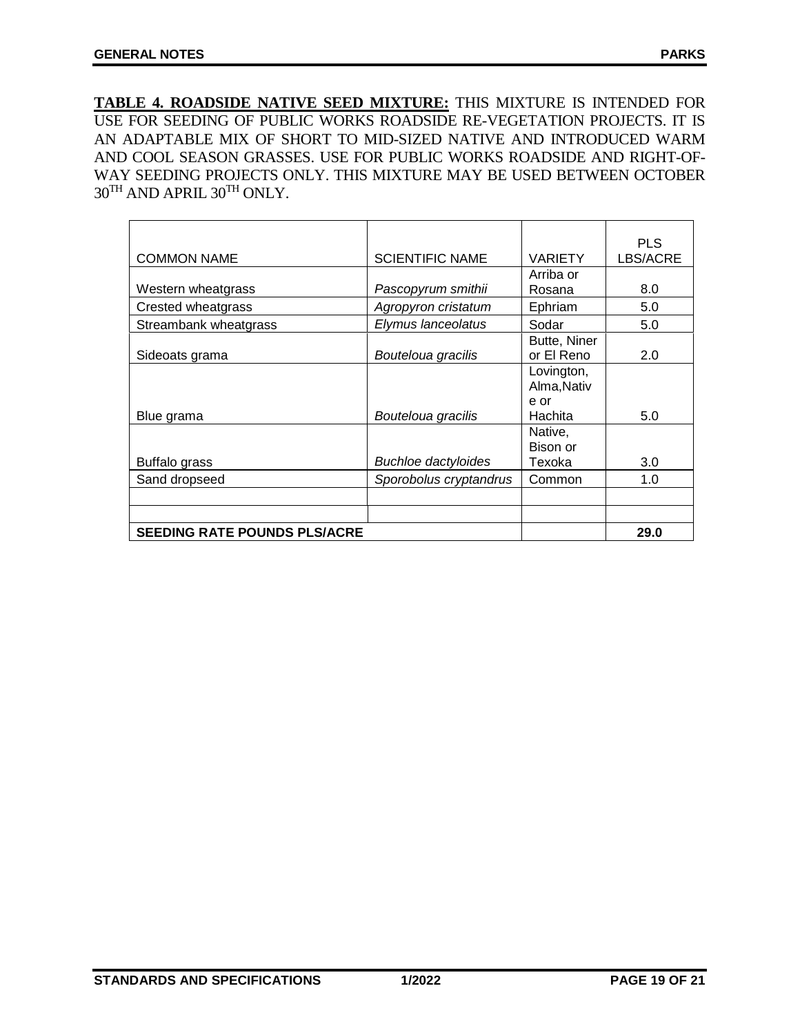**TABLE 4. ROADSIDE NATIVE SEED MIXTURE:** THIS MIXTURE IS INTENDED FOR USE FOR SEEDING OF PUBLIC WORKS ROADSIDE RE-VEGETATION PROJECTS. IT IS AN ADAPTABLE MIX OF SHORT TO MID-SIZED NATIVE AND INTRODUCED WARM AND COOL SEASON GRASSES. USE FOR PUBLIC WORKS ROADSIDE AND RIGHT-OF-WAY SEEDING PROJECTS ONLY. THIS MIXTURE MAY BE USED BETWEEN OCTOBER $30^{TH}$ AND APRIL $30^{TH}$ ONLY.

| COMMON NAME | SCIENTIFIC NAME | VARIETY | PLS LBS/ACRE |
|---|---|---|---|
| Western wheatgrass | *Pascopyrum smithii* | Arriba or Rosana | 8.0 |
| Crested wheatgrass | *Agropyron cristatum* | Ephriam | 5.0 |
| Streambank wheatgrass | *Elymus lanceolatus* | Sodar | 5.0 |
| Sideoats grama | *Bouteloua gracilis* | Butte, Niner or El Reno | 2.0 |
| Blue grama | *Bouteloua gracilis* | Lovington, Alma,Native or Hachita | 5.0 |
| Buffalo grass | *Buchloe dactyloides* | Native, Bison or Texoka | 3.0 |
| Sand dropseed | *Sporobolus cryptandrus* | Common | 1.0 |
| | | | |
| | | | |
| **SEEDING RATE POUNDS PLS/ACRE** | | | **29.0** |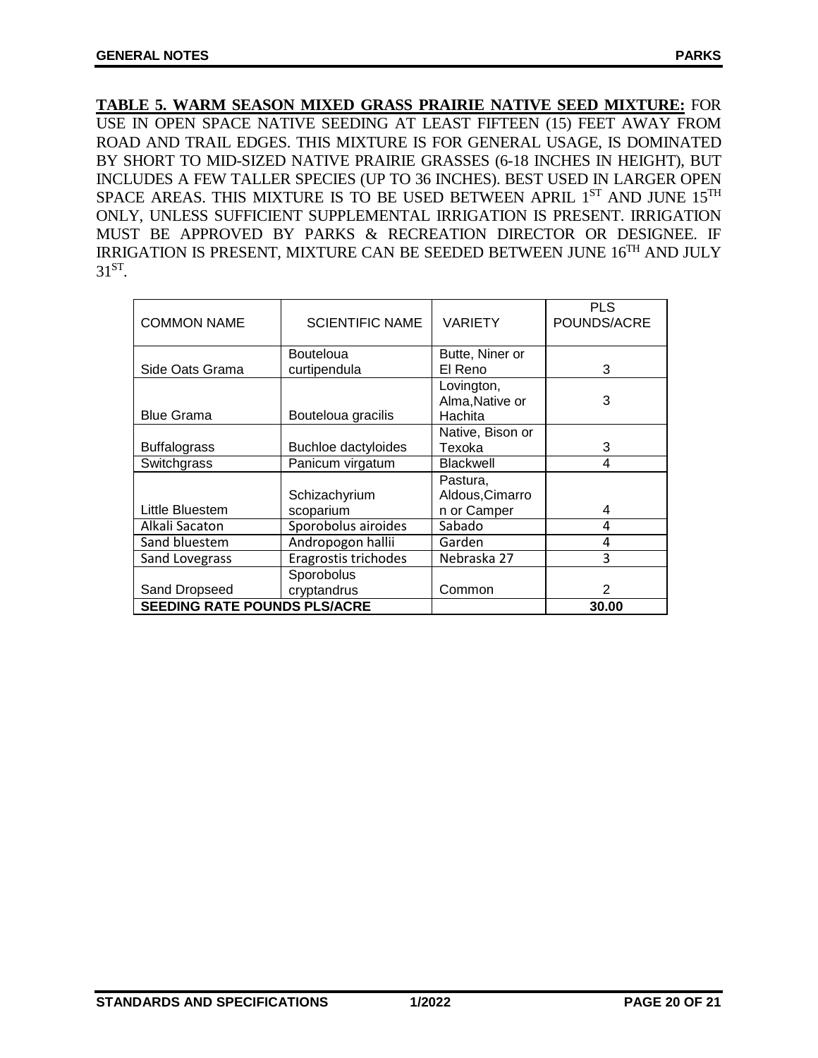**TABLE 5. WARM SEASON MIXED GRASS PRAIRIE NATIVE SEED MIXTURE:** FOR USE IN OPEN SPACE NATIVE SEEDING AT LEAST FIFTEEN (15) FEET AWAY FROM ROAD AND TRAIL EDGES. THIS MIXTURE IS FOR GENERAL USAGE, IS DOMINATED BY SHORT TO MID-SIZED NATIVE PRAIRIE GRASSES (6-18 INCHES IN HEIGHT), BUT INCLUDES A FEW TALLER SPECIES (UP TO 36 INCHES). BEST USED IN LARGER OPEN SPACE AREAS. THIS MIXTURE IS TO BE USED BETWEEN APRIL 1ST AND JUNE 15TH ONLY, UNLESS SUFFICIENT SUPPLEMENTAL IRRIGATION IS PRESENT. IRRIGATION MUST BE APPROVED BY PARKS & RECREATION DIRECTOR OR DESIGNEE. IF IRRIGATION IS PRESENT, MIXTURE CAN BE SEEDED BETWEEN JUNE 16TH AND JULY 31ST.

| COMMON NAME | SCIENTIFIC NAME | VARIETY | PLS POUNDS/ACRE |
|---|---|---|---|
| Side Oats Grama | Bouteloua curtipendula | Butte, Niner or El Reno | 3 |
| Blue Grama | Bouteloua gracilis | Lovington, Alma,Native or Hachita | 3 |
| Buffalograss | Buchloe dactyloides | Native, Bison or Texoka | 3 |
| Switchgrass | Panicum virgatum | Blackwell | 4 |
| Little Bluestem | Schizachyrium scoparium | Pastura, Aldous,Cimarron or Camper | 4 |
| Alkali Sacaton | Sporobolus airoides | Sabado | 4 |
| Sand bluestem | Andropogon hallii | Garden | 4 |
| Sand Lovegrass | Eragrostis trichodes | Nebraska 27 | 3 |
| Sand Dropseed | Sporobolus cryptandrus | Common | 2 |
| **SEEDING RATE POUNDS PLS/ACRE** | | | **30.00** |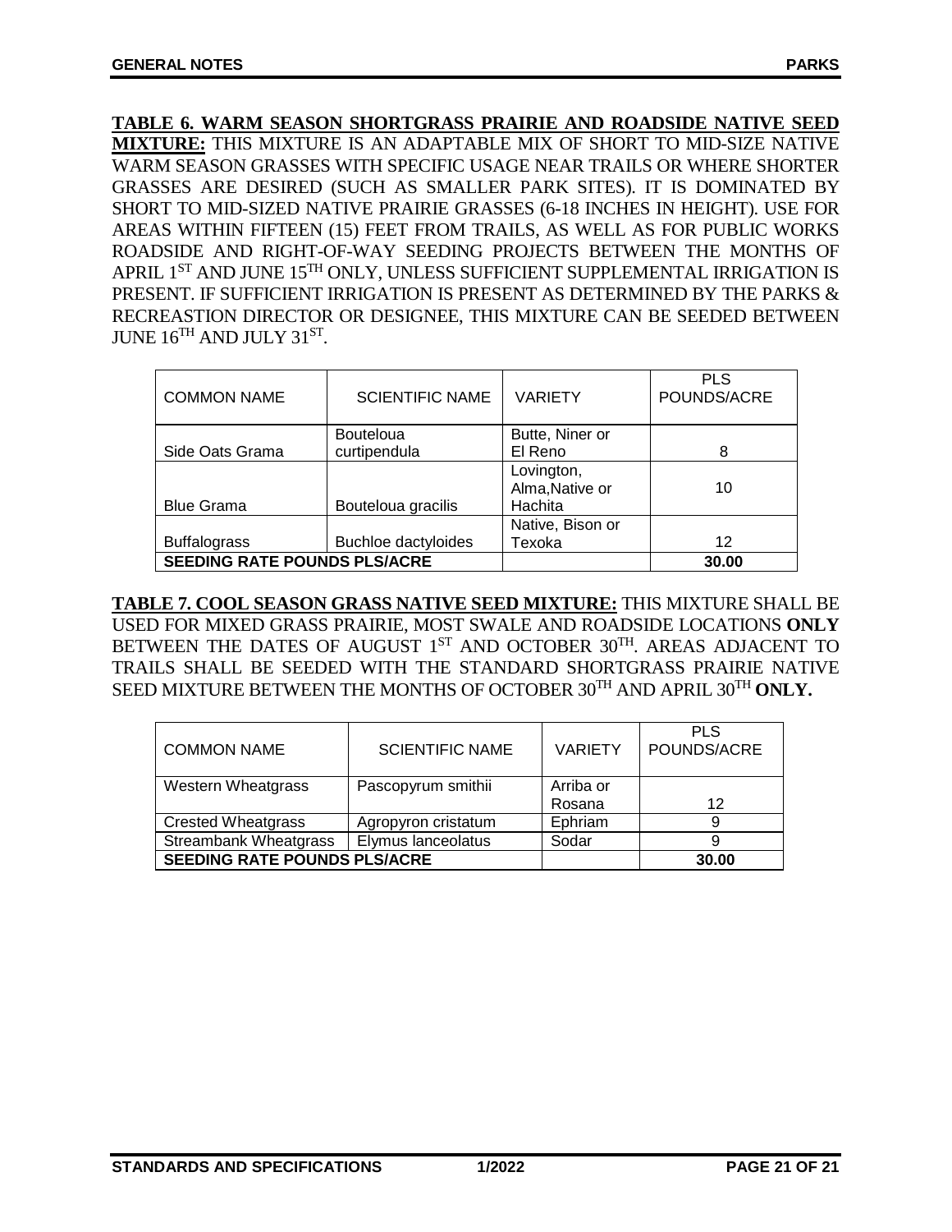**TABLE 6. WARM SEASON SHORTGRASS PRAIRIE AND ROADSIDE NATIVE SEED MIXTURE:** THIS MIXTURE IS AN ADAPTABLE MIX OF SHORT TO MID-SIZE NATIVE WARM SEASON GRASSES WITH SPECIFIC USAGE NEAR TRAILS OR WHERE SHORTER GRASSES ARE DESIRED (SUCH AS SMALLER PARK SITES). IT IS DOMINATED BY SHORT TO MID-SIZED NATIVE PRAIRIE GRASSES (6-18 INCHES IN HEIGHT). USE FOR AREAS WITHIN FIFTEEN (15) FEET FROM TRAILS, AS WELL AS FOR PUBLIC WORKS ROADSIDE AND RIGHT-OF-WAY SEEDING PROJECTS BETWEEN THE MONTHS OF APRIL 1ST AND JUNE 15TH ONLY, UNLESS SUFFICIENT SUPPLEMENTAL IRRIGATION IS PRESENT. IF SUFFICIENT IRRIGATION IS PRESENT AS DETERMINED BY THE PARKS & RECREASTION DIRECTOR OR DESIGNEE, THIS MIXTURE CAN BE SEEDED BETWEEN JUNE 16TH AND JULY 31ST.

| COMMON NAME | SCIENTIFIC NAME | VARIETY | PLS POUNDS/ACRE |
|---|---|---|---|
| Side Oats Grama | Bouteloua curtipendula | Butte, Niner or El Reno | 8 |
| Blue Grama | Bouteloua gracilis | Lovington, Alma,Native or Hachita | 10 |
| Buffalograss | Buchloe dactyloides | Native, Bison or Texoka | 12 |
| **SEEDING RATE POUNDS PLS/ACRE** | | | **30.00** |

**TABLE 7. COOL SEASON GRASS NATIVE SEED MIXTURE:** THIS MIXTURE SHALL BE USED FOR MIXED GRASS PRAIRIE, MOST SWALE AND ROADSIDE LOCATIONS **ONLY** BETWEEN THE DATES OF AUGUST 1ST AND OCTOBER 30TH. AREAS ADJACENT TO TRAILS SHALL BE SEEDED WITH THE STANDARD SHORTGRASS PRAIRIE NATIVE SEED MIXTURE BETWEEN THE MONTHS OF OCTOBER 30TH AND APRIL 30TH **ONLY.**

| COMMON NAME | SCIENTIFIC NAME | VARIETY | PLS POUNDS/ACRE |
|---|---|---|---|
| Western Wheatgrass | Pascopyrum smithii | Arriba or Rosana | 12 |
| Crested Wheatgrass | Agropyron cristatum | Ephriam | 9 |
| Streambank Wheatgrass | Elymus lanceolatus | Sodar | 9 |
| **SEEDING RATE POUNDS PLS/ACRE** | | | **30.00** |